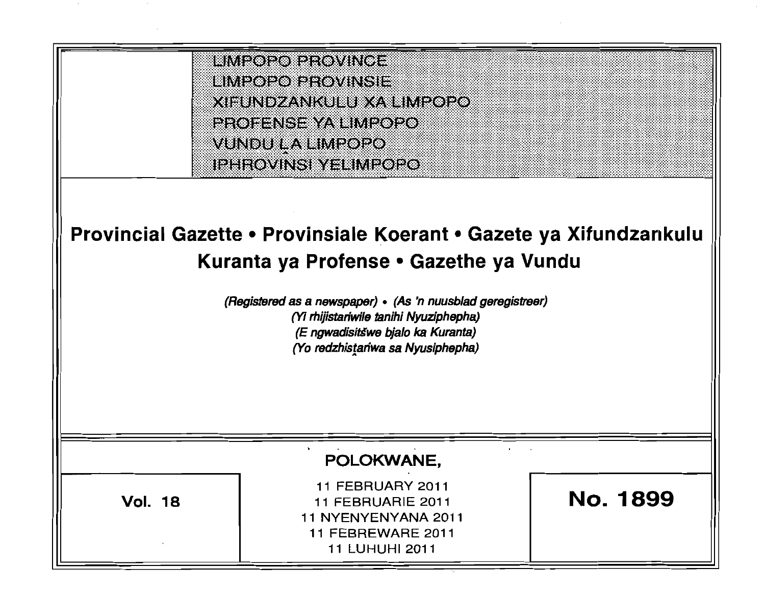LIMPOPO PROVINCE
LIMPOPO PROVINSIE
XIFUNDZANKULU XA LIMPOPO
PROFENSE YA LIMPOPO
VUNDU LA LIMPOPO
IPHROVINSI YELIMPOPO

# Provincial Gazette • Provinsiale Koerant • Gazete ya Xifundzankulu
# Kuranta ya Profense • Gazethe ya Vundu

*(Registered as a newspaper) • (As 'n nuusblad geregistreer)*
*(Yi rhijistariwile tanihi Nyuziphepha)*
*(E ngwadisitšwe bjalo ka Kuranta)*
*(Yo redzhistariwa sa Nyusiphepha)*

POLOKWANE,

11 FEBRUARY 2011
11 FEBRUARIE 2011
11 NYENYENYANA 2011
11 FEBREWARE 2011
11 LUHUHI 2011

**Vol. 18**

**No. 1899**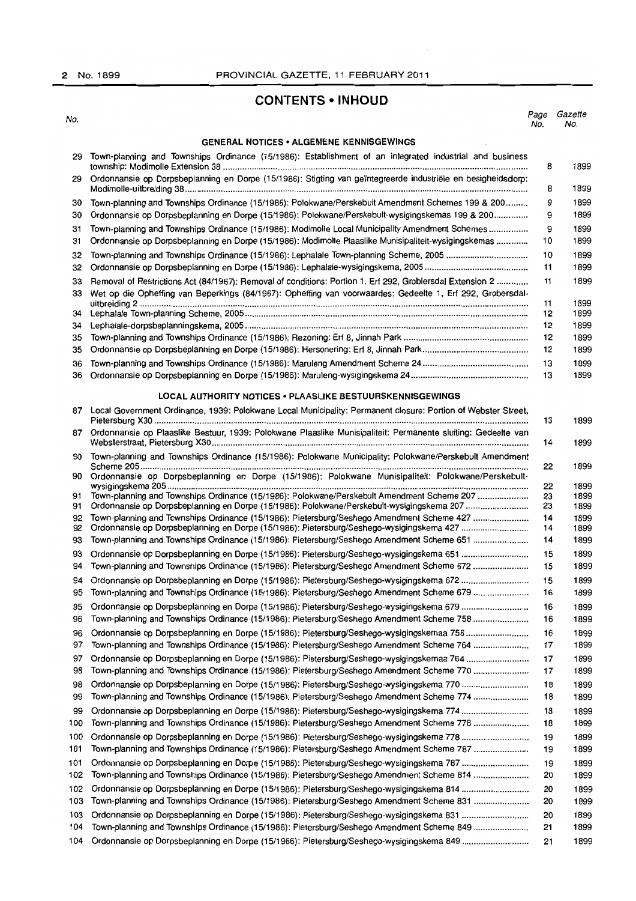# CONTENTS • INHOUD

| No. | | Page No. | Gazette No. |
|---|---|---|---|
| | **GENERAL NOTICES • ALGEMENE KENNISGEWINGS** | | |
| 29 | Town-planning and Townships Ordinance (15/1986): Establishment of an integrated industrial and business township: Modimolle Extension 38 | 8 | 1899 |
| 29 | Ordonnansie op Dorpsbeplanning en Dorpe (15/1986): Stigting van geïntegreerde industriële en besigheidsdorp: Modimolle-uitbreiding 38 | 8 | 1899 |
| 30 | Town-planning and Townships Ordinance (15/1986): Polokwane/Perskebult Amendment Schemes 199 & 200 | 9 | 1899 |
| 30 | Ordonnansie op Dorpsbeplanning en Dorpe (15/1986): Polokwane/Perskebult-wysigingskemas 199 & 200 | 9 | 1899 |
| 31 | Town-planning and Townships Ordinance (15/1986): Modimolle Local Municipality Amendment Schemes | 9 | 1899 |
| 31 | Ordonnansie op Dorpsbeplanning en Dorpe (15/1986): Modimolle Plaaslike Munisipaliteit-wysigingskemas | 10 | 1899 |
| 32 | Town-planning and Townships Ordinance (15/1986): Lephalale Town-planning Scheme, 2005 | 10 | 1899 |
| 32 | Ordonnansie op Dorpsbeplanning en Dorpe (15/1986): Lephalale-wysigingskema, 2005 | 11 | 1899 |
| 33 | Removal of Restrictions Act (84/1967): Removal of conditions: Portion 1, Erf 292, Groblersdal Extension 2 | 11 | 1899 |
| 33 | Wet op die Opheffing van Beperkings (84/1967): Opheffing van voorwaardes: Gedeelte 1, Erf 292, Grobersdal-uitbreiding 2 | 11 | 1899 |
| 34 | Lephalale Town-planning Scheme, 2005 | 12 | 1899 |
| 34 | Lephalale-dorpsbeplanningskema, 2005 | 12 | 1899 |
| 35 | Town-planning and Townships Ordinance (15/1986): Rezoning: Erf 8, Jinnah Park | 12 | 1899 |
| 35 | Ordonnansie op Dorpsbeplanning en Dorpe (15/1986): Hersonering: Erf 8, Jinnah Park | 12 | 1899 |
| 36 | Town-planning and Townships Ordinance (15/1986): Maruleng Amendment Scheme 24 | 13 | 1899 |
| 36 | Ordonnansie op Dorpsbeplanning en Dorpe (15/1986): Maruleng-wysigingskema 24 | 13 | 1899 |
| | **LOCAL AUTHORITY NOTICES • PLAASLIKE BESTUURSKENNISGEWINGS** | | |
| 87 | Local Government Ordinance, 1939: Polokwane Local Municipality: Permanent closure: Portion of Webster Street, Pietersburg X30 | 13 | 1899 |
| 87 | Ordonnansie op Plaaslike Bestuur, 1939: Polokwane Plaaslike Munisipaliteit: Permanente sluiting: Gedeelte van Websterstraat, Pietersburg X30 | 14 | 1899 |
| 90 | Town-planning and Townships Ordinance (15/1986): Polokwane Municipality: Polokwane/Perskebult Amendment Scheme 205 | 22 | 1899 |
| 90 | Ordonnansie op Dorpsbeplanning en Dorpe (15/1986): Polokwane Munisipaliteit: Polokwane/Perskebult-wysigingskema 205 | 22 | 1899 |
| 91 | Town-planning and Townships Ordinance (15/1986): Polokwane/Perskebult Amendment Scheme 207 | 23 | 1899 |
| 91 | Ordonnansie op Dorpsbeplanning en Dorpe (15/1986): Polokwane/Perskebult-wysigingskema 207 | 23 | 1899 |
| 92 | Town-planning and Townships Ordinance (15/1986): Pietersburg/Seshego Amendment Scheme 427 | 14 | 1899 |
| 92 | Ordonnansie op Dorpsbeplanning en Dorpe (15/1986): Pietersburg/Seshego-wysigingskema 427 | 14 | 1899 |
| 93 | Town-planning and Townships Ordinance (15/1986): Pietersburg/Seshego Amendment Scheme 651 | 14 | 1899 |
| 93 | Ordonnansie op Dorpsbeplanning en Dorpe (15/1986): Pietersburg/Seshego-wysigingskema 651 | 15 | 1899 |
| 94 | Town-planning and Townships Ordinance (15/1986): Pietersburg/Seshego Amendment Scheme 672 | 15 | 1899 |
| 94 | Ordonnansie op Dorpsbeplanning en Dorpe (15/1986): Pietersburg/Seshego-wysigingskema 672 | 15 | 1899 |
| 95 | Town-planning and Townships Ordinance (15/1986): Pietersburg/Seshego Amendment Scheme 679 | 16 | 1899 |
| 95 | Ordonnansie op Dorpsbeplanning en Dorpe (15/1986): Pietersburg/Seshego-wysigingskema 679 | 16 | 1899 |
| 96 | Town-planning and Townships Ordinance (15/1986): Pietersburg/Seshego Amendment Scheme 758 | 16 | 1899 |
| 96 | Ordonnansie op Dorpsbeplanning en Dorpe (15/1986): Pietersburg/Seshego-wysigingskemaa 758 | 16 | 1899 |
| 97 | Town-planning and Townships Ordinance (15/1986): Pietersburg/Seshego Amendment Scheme 764 | 17 | 1899 |
| 97 | Ordonnansie op Dorpsbeplanning en Dorpe (15/1986): Pietersburg/Seshego-wysigingskemaa 764 | 17 | 1899 |
| 98 | Town-planning and Townships Ordinance (15/1986): Pietersburg/Seshego Amendment Scheme 770 | 17 | 1899 |
| 98 | Ordonnansie op Dorpsbeplanning en Dorpe (15/1986): Pietersburg/Seshego-wysigingskema 770 | 18 | 1899 |
| 99 | Town-planning and Townships Ordinance (15/1986): Pietersburg/Seshego Amendment Scheme 774 | 18 | 1899 |
| 99 | Ordonnansie op Dorpsbeplanning en Dorpe (15/1986): Pietersburg/Seshego-wysigingskema 774 | 18 | 1899 |
| 100 | Town-planning and Townships Ordinance (15/1986): Pietersburg/Seshego Amendment Scheme 778 | 18 | 1899 |
| 100 | Ordonnansie op Dorpsbeplanning en Dorpe (15/1986): Pietersburg/Seshego-wysigingskema 778 | 19 | 1899 |
| 101 | Town-planning and Townships Ordinance (15/1986): Pietersburg/Seshego Amendment Scheme 787 | 19 | 1899 |
| 101 | Ordonnansie op Dorpsbeplanning en Dorpe (15/1986): Pietersburg/Seshego-wysigingskema 787 | 19 | 1899 |
| 102 | Town-planning and Townships Ordinance (15/1986): Pietersburg/Seshego Amendment Scheme 814 | 20 | 1899 |
| 102 | Ordonnansie op Dorpsbeplanning en Dorpe (15/1986): Pietersburg/Seshego-wysigingskema 814 | 20 | 1899 |
| 103 | Town-planning and Townships Ordinance (15/1986): Pietersburg/Seshego Amendment Scheme 831 | 20 | 1899 |
| 103 | Ordonnansie op Dorpsbeplanning en Dorpe (15/1986): Pietersburg/Seshego-wysigingskema 831 | 20 | 1899 |
| 104 | Town-planning and Townships Ordinance (15/1986): Pietersburg/Seshego Amendment Scheme 849 | 21 | 1899 |
| 104 | Ordonnansie op Dorpsbeplanning en Dorpe (15/1986): Pietersburg/Seshego-wysigingskema 849 | 21 | 1899 |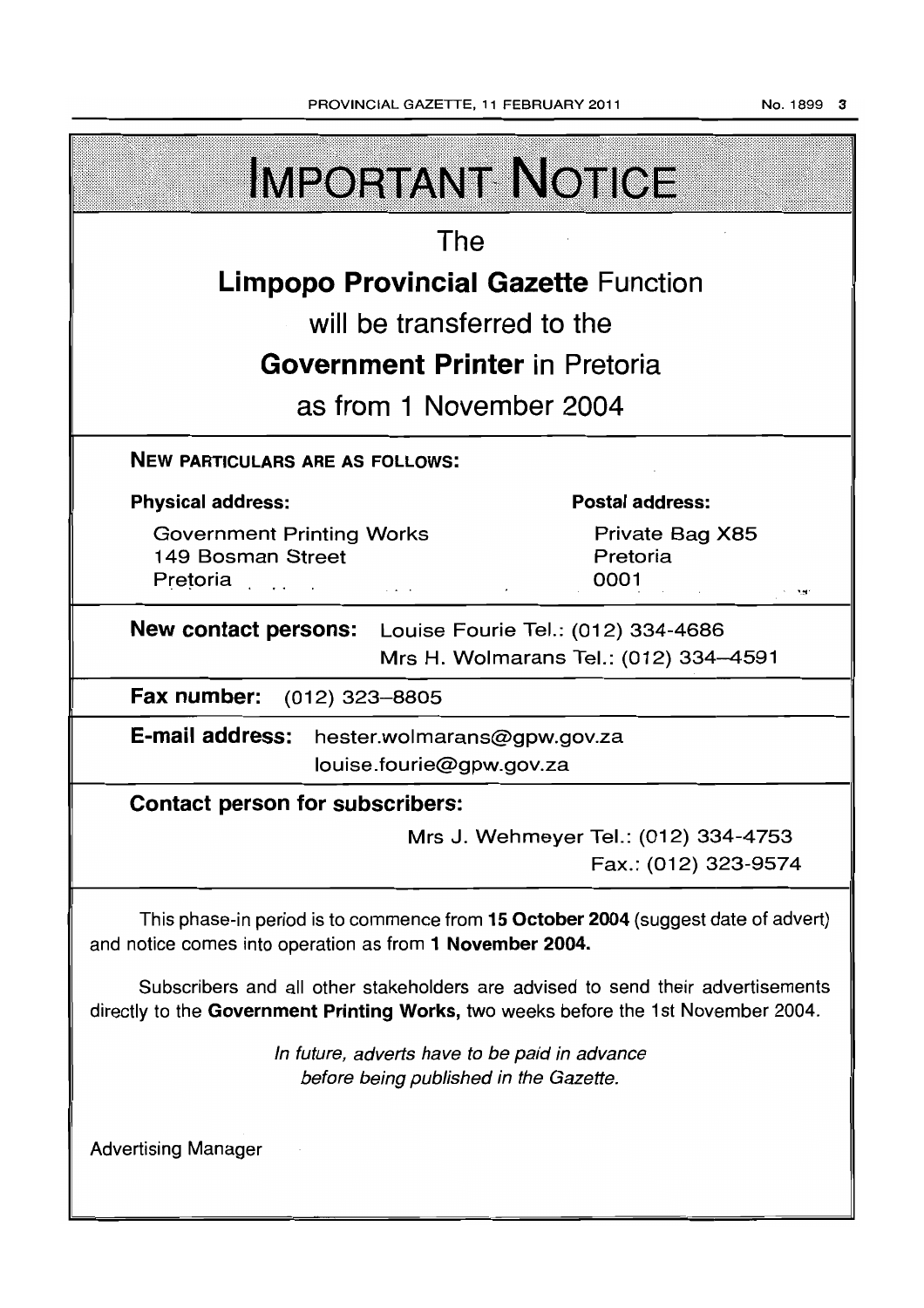# IMPORTANT NOTICE

The

**Limpopo Provincial Gazette** Function

will be transferred to the

**Government Printer** in Pretoria

as from 1 November 2004

**NEW PARTICULARS ARE AS FOLLOWS:**

**Physical address:**

Government Printing Works
149 Bosman Street
Pretoria

**Postal address:**

Private Bag X85
Pretoria
0001

**New contact persons:** Louise Fourie Tel.: (012) 334-4686
Mrs H. Wolmarans Tel.: (012) 334–4591

**Fax number:** (012) 323–8805

**E-mail address:** hester.wolmarans@gpw.gov.za
louise.fourie@gpw.gov.za

**Contact person for subscribers:**

Mrs J. Wehmeyer Tel.: (012) 334-4753
Fax.: (012) 323-9574

This phase-in period is to commence from **15 October 2004** (suggest date of advert) and notice comes into operation as from **1 November 2004.**

Subscribers and all other stakeholders are advised to send their advertisements directly to the **Government Printing Works,** two weeks before the 1st November 2004.

*In future, adverts have to be paid in advance before being published in the Gazette.*

Advertising Manager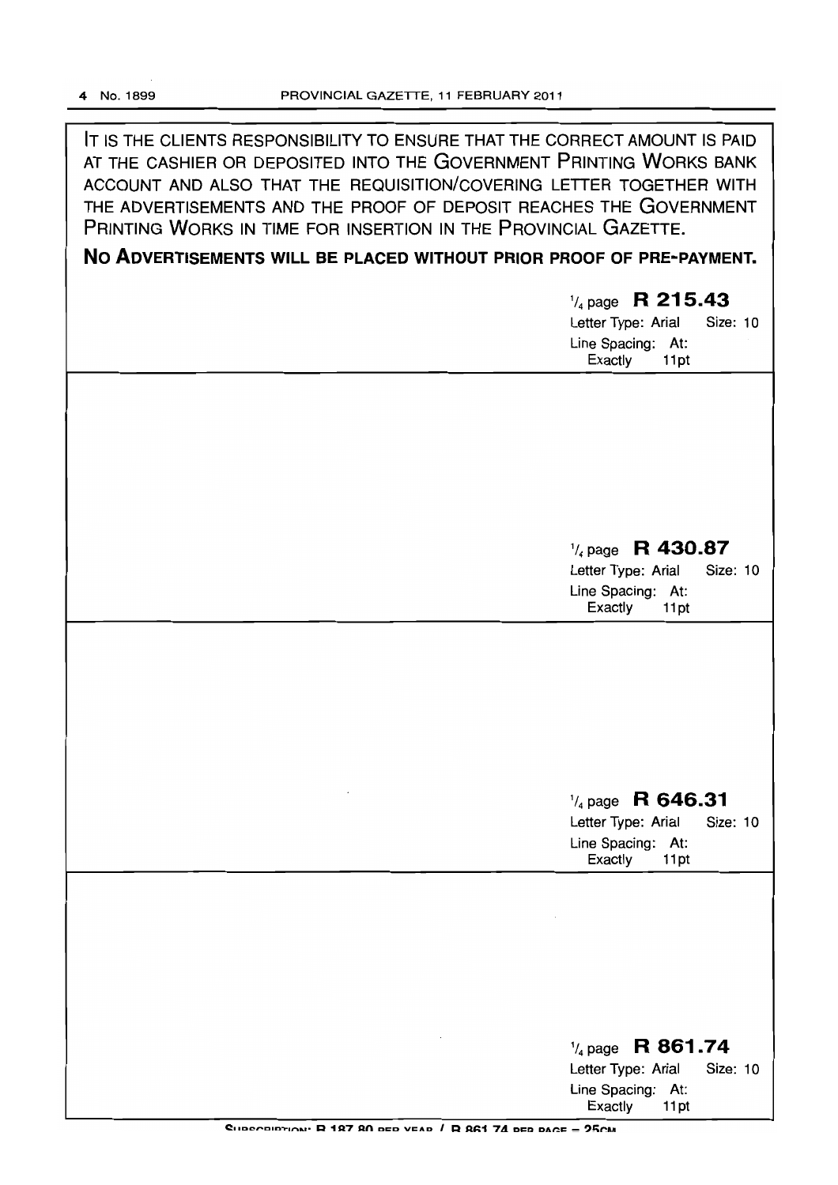IT IS THE CLIENTS RESPONSIBILITY TO ENSURE THAT THE CORRECT AMOUNT IS PAID AT THE CASHIER OR DEPOSITED INTO THE GOVERNMENT PRINTING WORKS BANK ACCOUNT AND ALSO THAT THE REQUISITION/COVERING LETTER TOGETHER WITH THE ADVERTISEMENTS AND THE PROOF OF DEPOSIT REACHES THE GOVERNMENT PRINTING WORKS IN TIME FOR INSERTION IN THE PROVINCIAL GAZETTE.

**NO ADVERTISEMENTS WILL BE PLACED WITHOUT PRIOR PROOF OF PRE-PAYMENT.**

1/4 page **R 215.43**
Letter Type: Arial Size: 10
Line Spacing: At: Exactly 11pt

1/4 page **R 430.87**
Letter Type: Arial Size: 10
Line Spacing: At: Exactly 11pt

1/4 page **R 646.31**
Letter Type: Arial Size: 10
Line Spacing: At: Exactly 11pt

1/4 page **R 861.74**
Letter Type: Arial Size: 10
Line Spacing: At: Exactly 11pt

SUBSCRIPTION: R 187.80 PER YEAR / R 861.74 PER PAGE = 25CM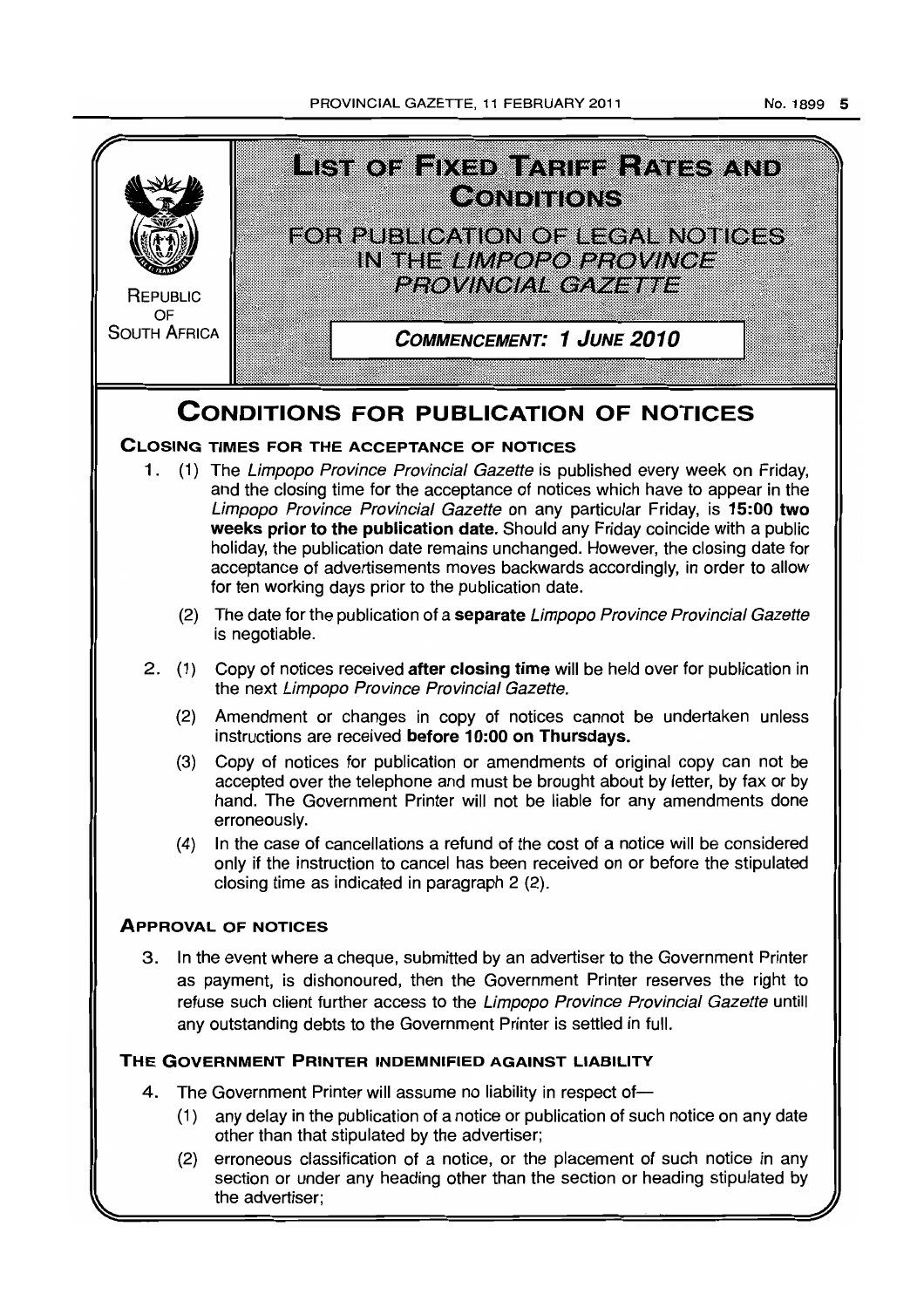REPUBLIC OF SOUTH AFRICA

# LIST OF FIXED TARIFF RATES AND CONDITIONS

FOR PUBLICATION OF LEGAL NOTICES IN THE *LIMPOPO PROVINCE PROVINCIAL GAZETTE*

***COMMENCEMENT: 1 JUNE 2010***

# CONDITIONS FOR PUBLICATION OF NOTICES

## CLOSING TIMES FOR THE ACCEPTANCE OF NOTICES

1. (1) The *Limpopo Province Provincial Gazette* is published every week on Friday, and the closing time for the acceptance of notices which have to appear in the *Limpopo Province Provincial Gazette* on any particular Friday, is **15:00 two weeks prior to the publication date.** Should any Friday coincide with a public holiday, the publication date remains unchanged. However, the closing date for acceptance of advertisements moves backwards accordingly, in order to allow for ten working days prior to the publication date.

   (2) The date for the publication of a **separate** *Limpopo Province Provincial Gazette* is negotiable.

2. (1) Copy of notices received **after closing time** will be held over for publication in the next *Limpopo Province Provincial Gazette.*

   (2) Amendment or changes in copy of notices cannot be undertaken unless instructions are received **before 10:00 on Thursdays.**

   (3) Copy of notices for publication or amendments of original copy can not be accepted over the telephone and must be brought about by letter, by fax or by hand. The Government Printer will not be liable for any amendments done erroneously.

   (4) In the case of cancellations a refund of the cost of a notice will be considered only if the instruction to cancel has been received on or before the stipulated closing time as indicated in paragraph 2 (2).

## APPROVAL OF NOTICES

3. In the event where a cheque, submitted by an advertiser to the Government Printer as payment, is dishonoured, then the Government Printer reserves the right to refuse such client further access to the *Limpopo Province Provincial Gazette* untill any outstanding debts to the Government Printer is settled in full.

## THE GOVERNMENT PRINTER INDEMNIFIED AGAINST LIABILITY

4. The Government Printer will assume no liability in respect of—

   (1) any delay in the publication of a notice or publication of such notice on any date other than that stipulated by the advertiser;

   (2) erroneous classification of a notice, or the placement of such notice in any section or under any heading other than the section or heading stipulated by the advertiser;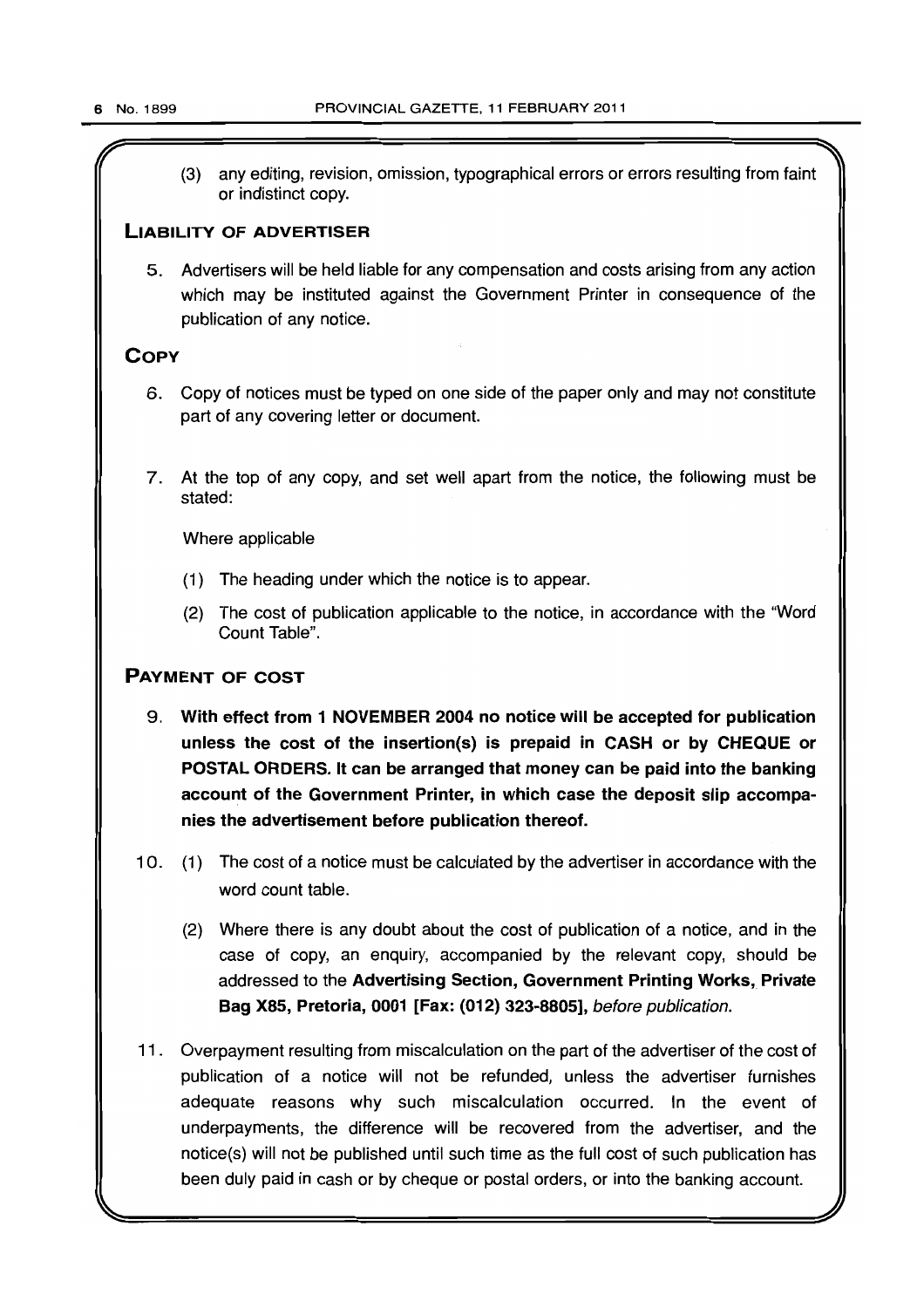(3) any editing, revision, omission, typographical errors or errors resulting from faint or indistinct copy.

## LIABILITY OF ADVERTISER

5. Advertisers will be held liable for any compensation and costs arising from any action which may be instituted against the Government Printer in consequence of the publication of any notice.

## COPY

6. Copy of notices must be typed on one side of the paper only and may not constitute part of any covering letter or document.

7. At the top of any copy, and set well apart from the notice, the following must be stated:

   Where applicable

   (1) The heading under which the notice is to appear.

   (2) The cost of publication applicable to the notice, in accordance with the "Word Count Table".

## PAYMENT OF COST

9. **With effect from 1 NOVEMBER 2004 no notice will be accepted for publication unless the cost of the insertion(s) is prepaid in CASH or by CHEQUE or POSTAL ORDERS. It can be arranged that money can be paid into the banking account of the Government Printer, in which case the deposit slip accompanies the advertisement before publication thereof.**

10. (1) The cost of a notice must be calculated by the advertiser in accordance with the word count table.

    (2) Where there is any doubt about the cost of publication of a notice, and in the case of copy, an enquiry, accompanied by the relevant copy, should be addressed to the **Advertising Section, Government Printing Works, Private Bag X85, Pretoria, 0001 [Fax: (012) 323-8805],** *before publication.*

11. Overpayment resulting from miscalculation on the part of the advertiser of the cost of publication of a notice will not be refunded, unless the advertiser furnishes adequate reasons why such miscalculation occurred. In the event of underpayments, the difference will be recovered from the advertiser, and the notice(s) will not be published until such time as the full cost of such publication has been duly paid in cash or by cheque or postal orders, or into the banking account.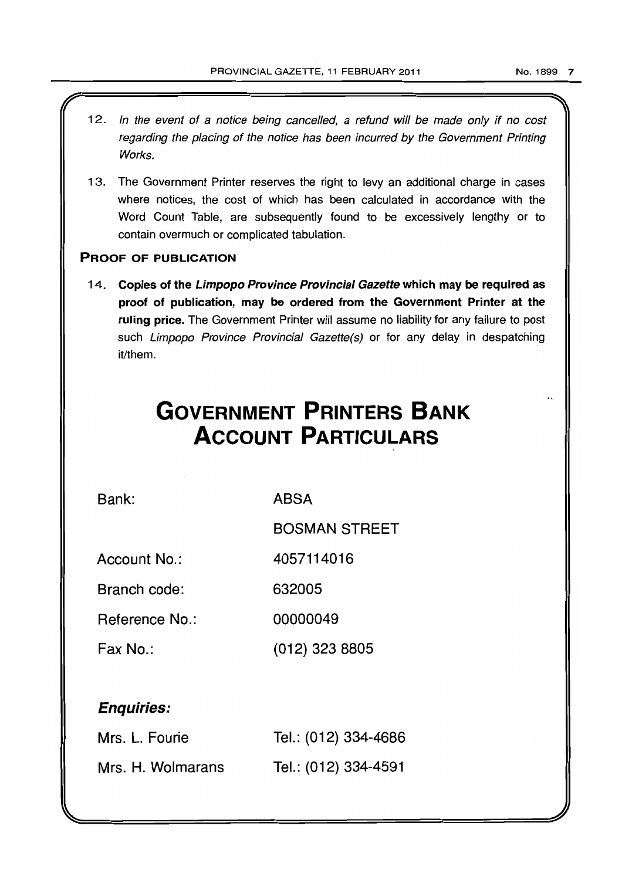12. *In the event of a notice being cancelled, a refund will be made only if no cost regarding the placing of the notice has been incurred by the Government Printing Works.*

13. The Government Printer reserves the right to levy an additional charge in cases where notices, the cost of which has been calculated in accordance with the Word Count Table, are subsequently found to be excessively lengthy or to contain overmuch or complicated tabulation.

**PROOF OF PUBLICATION**

14. **Copies of the *Limpopo Province Provincial Gazette* which may be required as proof of publication, may be ordered from the Government Printer at the ruling price.** The Government Printer will assume no liability for any failure to post such *Limpopo Province Provincial Gazette(s)* or for any delay in despatching it/them.

# GOVERNMENT PRINTERS BANK ACCOUNT PARTICULARS

| | |
|---|---|
| Bank: | ABSA |
| | BOSMAN STREET |
| Account No.: | 4057114016 |
| Branch code: | 632005 |
| Reference No.: | 00000049 |
| Fax No.: | (012) 323 8805 |

***Enquiries:***

| | |
|---|---|
| Mrs. L. Fourie | Tel.: (012) 334-4686 |
| Mrs. H. Wolmarans | Tel.: (012) 334-4591 |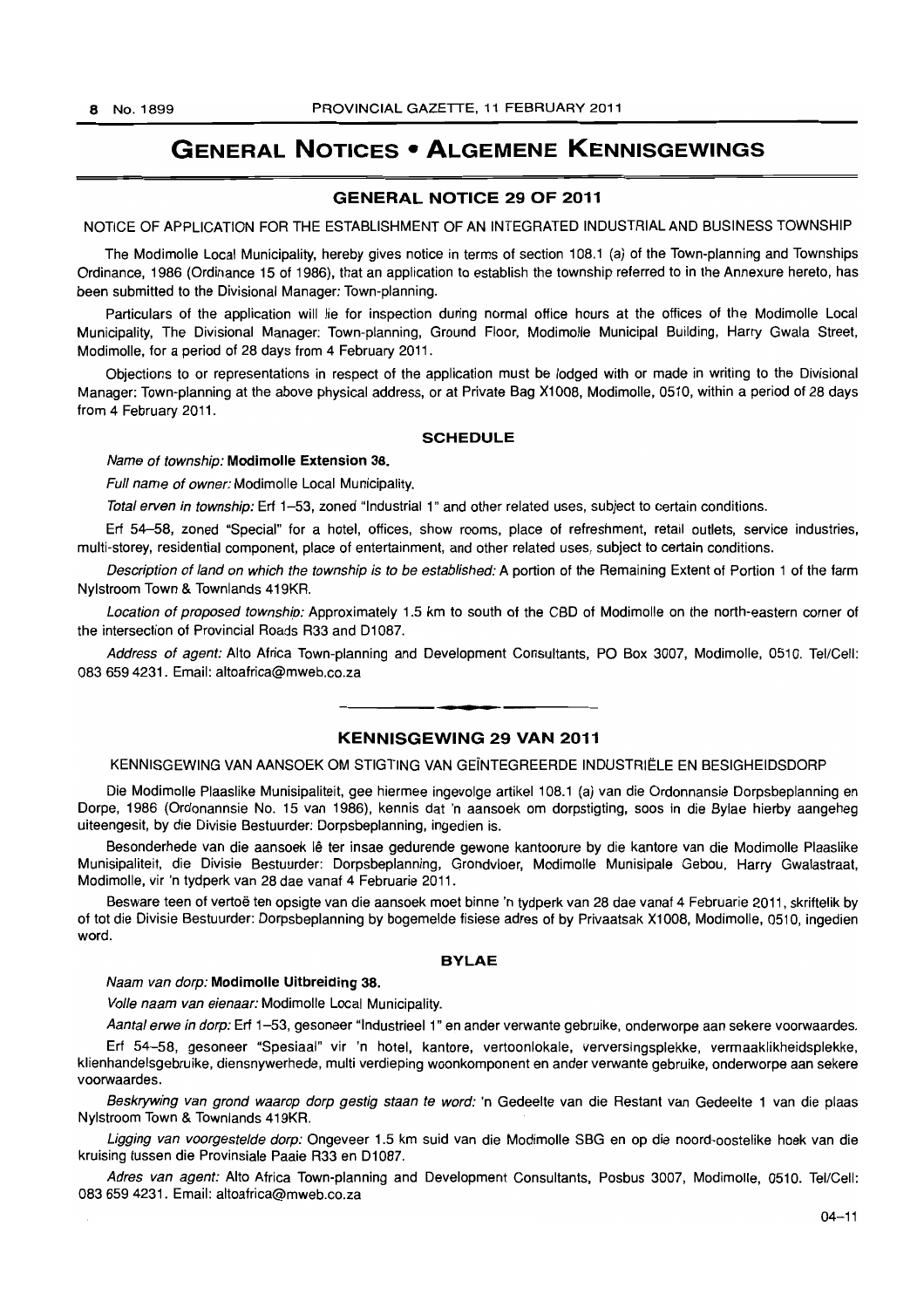# GENERAL NOTICES • ALGEMENE KENNISGEWINGS

## GENERAL NOTICE 29 OF 2011

NOTICE OF APPLICATION FOR THE ESTABLISHMENT OF AN INTEGRATED INDUSTRIAL AND BUSINESS TOWNSHIP

The Modimolle Local Municipality, hereby gives notice in terms of section 108.1 (a) of the Town-planning and Townships Ordinance, 1986 (Ordinance 15 of 1986), that an application to establish the township referred to in the Annexure hereto, has been submitted to the Divisional Manager: Town-planning.

Particulars of the application will lie for inspection during normal office hours at the offices of the Modimolle Local Municipality, The Divisional Manager: Town-planning, Ground Floor, Modimolle Municipal Building, Harry Gwala Street, Modimolle, for a period of 28 days from 4 February 2011.

Objections to or representations in respect of the application must be lodged with or made in writing to the Divisional Manager: Town-planning at the above physical address, or at Private Bag X1008, Modimolle, 0510, within a period of 28 days from 4 February 2011.

### SCHEDULE

*Name of township:* **Modimolle Extension 38.**

*Full name of owner:* Modimolle Local Municipality.

*Total erven in township:* Erf 1–53, zoned "Industrial 1" and other related uses, subject to certain conditions.

Erf 54–58, zoned "Special" for a hotel, offices, show rooms, place of refreshment, retail outlets, service industries, multi-storey, residential component, place of entertainment, and other related uses, subject to certain conditions.

*Description of land on which the township is to be established:* A portion of the Remaining Extent of Portion 1 of the farm Nylstroom Town & Townlands 419KR.

*Location of proposed township:* Approximately 1.5 km to south of the CBD of Modimolle on the north-eastern corner of the intersection of Provincial Roads R33 and D1087.

*Address of agent:* Alto Africa Town-planning and Development Consultants, PO Box 3007, Modimolle, 0510. Tel/Cell: 083 659 4231. Email: altoafrica@mweb.co.za

---

## KENNISGEWING 29 VAN 2011

KENNISGEWING VAN AANSOEK OM STIGTING VAN GEÏNTEGREERDE INDUSTRIËLE EN BESIGHEIDSDORP

Die Modimolle Plaaslike Munisipaliteit, gee hiermee ingevolge artikel 108.1 (a) van die Ordonnansie Dorpsbeplanning en Dorpe, 1986 (Ordonannsie No. 15 van 1986), kennis dat 'n aansoek om dorpstigting, soos in die Bylae hierby aangeheg uiteengesit, by die Divisie Bestuurder: Dorpsbeplanning, ingedien is.

Besonderhede van die aansoek lê ter insae gedurende gewone kantoorure by die kantore van die Modimolle Plaaslike Munisipaliteit, die Divisie Bestuurder: Dorpsbeplanning, Grondvloer, Modimolle Munisipale Gebou, Harry Gwalastraat, Modimolle, vir 'n tydperk van 28 dae vanaf 4 Februarie 2011.

Besware teen of vertoë ten opsigte van die aansoek moet binne 'n tydperk van 28 dae vanaf 4 Februarie 2011, skriftelik by of tot die Divisie Bestuurder: Dorpsbeplanning by bogemelde fisiese adres of by Privaatsak X1008, Modimolle, 0510, ingedien word.

### BYLAE

*Naam van dorp:* **Modimolle Uitbreiding 38.**

*Volle naam van eienaar:* Modimolle Local Municipality.

*Aantal erwe in dorp:* Erf 1–53, gesoneer "Industrieel 1" en ander verwante gebruike, onderworpe aan sekere voorwaardes.

Erf 54–58, gesoneer "Spesiaal" vir 'n hotel, kantore, vertoonlokale, verversingsplekke, vermaaklikheidsplekke, klienhandelsgebruike, diensnywerhede, multi verdieping woonkomponent en ander verwante gebruike, onderworpe aan sekere voorwaardes.

*Beskrywing van grond waarop dorp gestig staan te word:* 'n Gedeelte van die Restant van Gedeelte 1 van die plaas Nylstroom Town & Townlands 419KR.

*Ligging van voorgestelde dorp:* Ongeveer 1.5 km suid van die Modimolle SBG en op die noord-oostelike hoek van die kruising tussen die Provinsiale Paaie R33 en D1087.

*Adres van agent:* Alto Africa Town-planning and Development Consultants, Posbus 3007, Modimolle, 0510. Tel/Cell: 083 659 4231. Email: altoafrica@mweb.co.za

04–11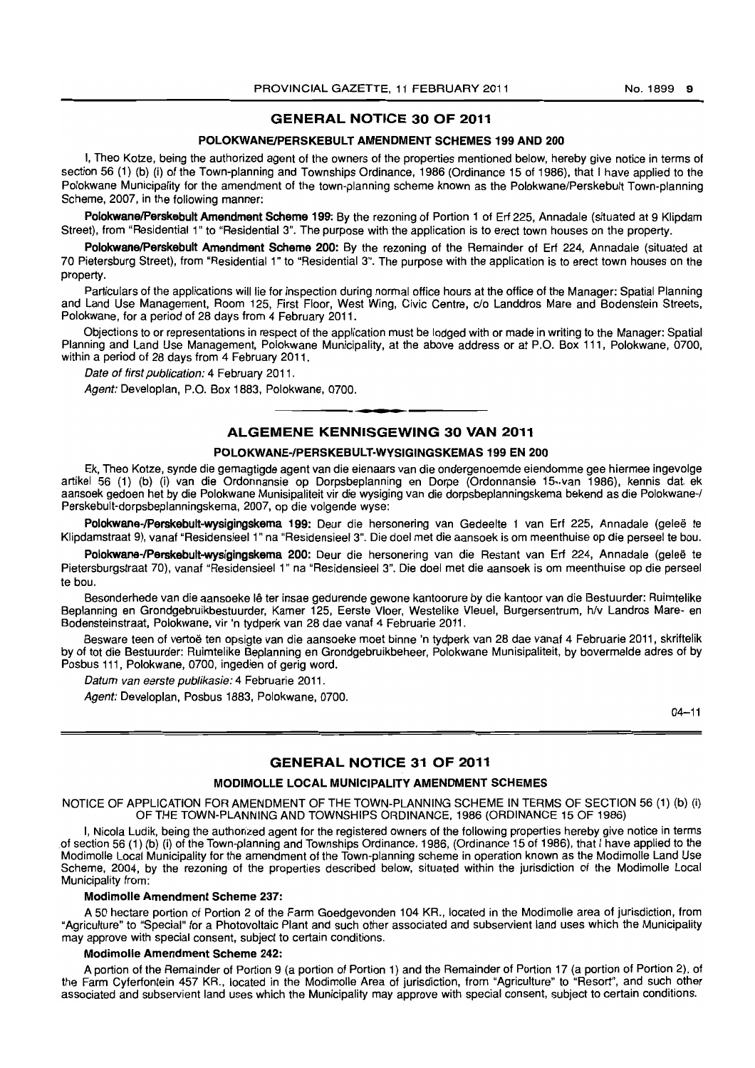## GENERAL NOTICE 30 OF 2011

### POLOKWANE/PERSKEBULT AMENDMENT SCHEMES 199 AND 200

I, Theo Kotze, being the authorized agent of the owners of the properties mentioned below, hereby give notice in terms of section 56 (1) (b) (i) of the Town-planning and Townships Ordinance, 1986 (Ordinance 15 of 1986), that I have applied to the Polokwane Municipality for the amendment of the town-planning scheme known as the Polokwane/Perskebult Town-planning Scheme, 2007, in the following manner:

**Polokwane/Perskebult Amendment Scheme 199:** By the rezoning of Portion 1 of Erf 225, Annadale (situated at 9 Klipdam Street), from "Residential 1" to "Residential 3". The purpose with the application is to erect town houses on the property.

**Polokwane/Perskebult Amendment Scheme 200:** By the rezoning of the Remainder of Erf 224, Annadale (situated at 70 Pietersburg Street), from "Residential 1" to "Residential 3". The purpose with the application is to erect town houses on the property.

Particulars of the applications will lie for inspection during normal office hours at the office of the Manager: Spatial Planning and Land Use Management, Room 125, First Floor, West Wing, Civic Centre, c/o Landdros Mare and Bodenstein Streets, Polokwane, for a period of 28 days from 4 February 2011.

Objections to or representations in respect of the application must be lodged with or made in writing to the Manager: Spatial Planning and Land Use Management, Polokwane Municipality, at the above address or at P.O. Box 111, Polokwane, 0700, within a period of 28 days from 4 February 2011.

*Date of first publication:* 4 February 2011.

*Agent:* Developlan, P.O. Box 1883, Polokwane, 0700.

---

## ALGEMENE KENNISGEWING 30 VAN 2011

### POLOKWANE-/PERSKEBULT-WYSIGINGSKEMAS 199 EN 200

Ek, Theo Kotze, synde die gemagtigde agent van die eienaars van die ondergenoemde eiendomme gee hiermee ingevolge artikel 56 (1) (b) (i) van die Ordonnansie op Dorpsbeplanning en Dorpe (Ordonnansie 15 van 1986), kennis dat ek aansoek gedoen het by die Polokwane Munisipaliteit vir die wysiging van die dorpsbeplanningskema bekend as die Polokwane-/Perskebult-dorpsbeplanningskema, 2007, op die volgende wyse:

**Polokwane-/Perskebult-wysigingskema 199:** Deur die hersonering van Gedeelte 1 van Erf 225, Annadale (geleë te Klipdamstraat 9), vanaf "Residensieel 1" na "Residensieel 3". Die doel met die aansoek is om meenthuise op die perseel te bou.

**Polokwane-/Perskebult-wysigingskema 200:** Deur die hersonering van die Restant van Erf 224, Annadale (geleë te Pietersburgstraat 70), vanaf "Residensieel 1" na "Residensieel 3". Die doel met die aansoek is om meenthuise op die perseel te bou.

Besonderhede van die aansoeke lê ter insae gedurende gewone kantoorure by die kantoor van die Bestuurder: Ruimtelike Beplanning en Grondgebruikbestuurder, Kamer 125, Eerste Vloer, Westelike Vleuel, Burgersentrum, h/v Landros Mare- en Bodensteinstraat, Polokwane, vir 'n tydperk van 28 dae vanaf 4 Februarie 2011.

Besware teen of vertoë ten opsigte van die aansoeke moet binne 'n tydperk van 28 dae vanaf 4 Februarie 2011, skriftelik by of tot die Bestuurder: Ruimtelike Beplanning en Grondgebruikbeheer, Polokwane Munisipaliteit, by bovermelde adres of by Posbus 111, Polokwane, 0700, ingedien of gerig word.

*Datum van eerste publikasie:* 4 Februarie 2011.

*Agent:* Developlan, Posbus 1883, Polokwane, 0700.

04–11

---

## GENERAL NOTICE 31 OF 2011

### MODIMOLLE LOCAL MUNICIPALITY AMENDMENT SCHEMES

NOTICE OF APPLICATION FOR AMENDMENT OF THE TOWN-PLANNING SCHEME IN TERMS OF SECTION 56 (1) (b) (i) OF THE TOWN-PLANNING AND TOWNSHIPS ORDINANCE, 1986 (ORDINANCE 15 OF 1986)

I, Nicola Ludik, being the authorized agent for the registered owners of the following properties hereby give notice in terms of section 56 (1) (b) (i) of the Town-planning and Townships Ordinance, 1986, (Ordinance 15 of 1986), that I have applied to the Modimolle Local Municipality for the amendment of the Town-planning scheme in operation known as the Modimolle Land Use Scheme, 2004, by the rezoning of the properties described below, situated within the jurisdiction of the Modimolle Local Municipality from:

**Modimolle Amendment Scheme 237:**

A 50 hectare portion of Portion 2 of the Farm Goedgevonden 104 KR., located in the Modimolle area of jurisdiction, from "Agriculture" to "Special" for a Photovoltaic Plant and such other associated and subservient land uses which the Municipality may approve with special consent, subject to certain conditions.

**Modimolle Amendment Scheme 242:**

A portion of the Remainder of Portion 9 (a portion of Portion 1) and the Remainder of Portion 17 (a portion of Portion 2), of the Farm Cyferfontein 457 KR., located in the Modimolle Area of jurisdiction, from "Agriculture" to "Resort", and such other associated and subservient land uses which the Municipality may approve with special consent, subject to certain conditions.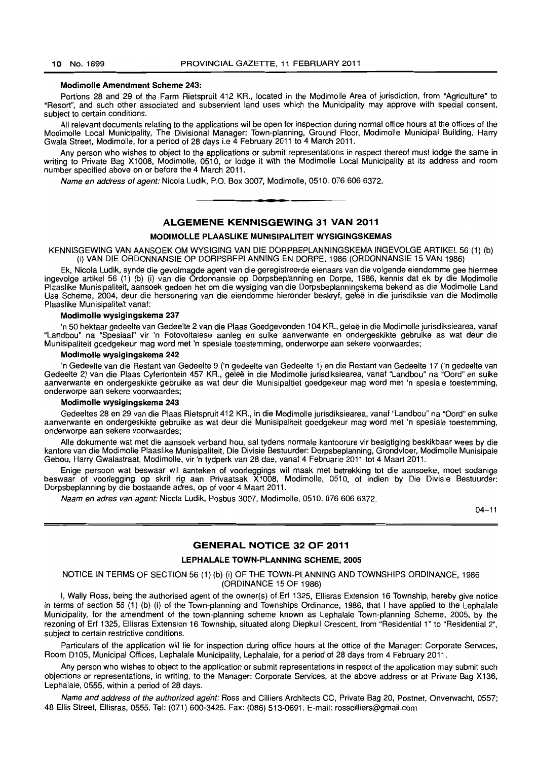**Modimolle Amendment Scheme 243:**

Portions 28 and 29 of the Farm Rietspruit 412 KR., located in the Modimolle Area of jurisdiction, from "Agriculture" to "Resort", and such other associated and subservient land uses which the Municipality may approve with special consent, subject to certain conditions.

All relevant documents relating to the applications wil be open for inspection during normal office hours at the offices of the Modimolle Local Municipality, The Divisional Manager: Town-planning, Ground Floor, Modimolle Municipal Building, Harry Gwala Street, Modimolle, for a period of 28 days i.e 4 February 2011 to 4 March 2011.

Any person who wishes to object to the applications or submit representations in respect thereof must lodge the same in writing to Private Bag X1008, Modimolle, 0510, or lodge it with the Modimolle Local Municipality at its address and room number specified above on or before the 4 March 2011.

*Name en address of agent:* Nicola Ludik, P.O. Box 3007, Modimolle, 0510. 076 606 6372.

---

## ALGEMENE KENNISGEWING 31 VAN 2011

### MODIMOLLE PLAASLIKE MUNISIPALITEIT WYSIGINGSKEMAS

KENNISGEWING VAN AANSOEK OM WYSIGING VAN DIE DORPBEPLANNINGSKEMA INGEVOLGE ARTIKEL 56 (1) (b) (i) VAN DIE ORDONNANSIE OP DORPSBEPLANNING EN DORPE, 1986 (ORDONNANSIE 15 VAN 1986)

Ek, Nicola Ludik, synde die gevolmagde agent van die geregistreerde eienaars van die volgende eiendomme gee hiermee ingevolge artikel 56 (1) (b) (i) van die Ordonnansie op Dorpsbeplanning en Dorpe, 1986, kennis dat ek by die Modimolle Plaaslike Munisipaliteit, aansoek gedoen het om die wysiging van die Dorpsbeplanningskema bekend as die Modimolle Land Use Scheme, 2004, deur die hersonering van die eiendomme hieronder beskryf, geleë in die jurisdiksie van die Modimolle Plaaslike Munisipaliteit vanaf:

**Modimolle wysigingskema 237**

'n 50 hektaar gedeelte van Gedeelte 2 van die Plaas Goedgevonden 104 KR., geleë in die Modimolle jurisdiksiearea, vanaf "Landbou" na "Spesiaal" vir 'n Fotovoltaiese aanleg en sulke aanverwante en ondergeskikte gebruike as wat deur die Munisipaliteit goedgekeur mag word met 'n spesiale toestemming, onderworpe aan sekere voorwaardes;

**Modimolle wysigingskema 242**

'n Gedeelte van die Restant van Gedeelte 9 ('n gedeelte van Gedeelte 1) en die Restant van Gedeelte 17 ('n gedeelte van Gedeelte 2) van die Plaas Cyferfontein 457 KR., geleë in die Modimolle jurisdiksiearea, vanaf "Landbou" na "Oord" en sulke aanverwante en ondergeskikte gebruike as wat deur die Munisipaltiet goedgekeur mag word met 'n spesiale toestemming, onderworpe aan sekere voorwaardes;

**Modimolle wysigingskema 243**

Gedeeltes 28 en 29 van die Plaas Rietspruit 412 KR., in die Modimolle jurisdiksiearea, vanaf "Landbou" na "Oord" en sulke aanverwante en ondergeskikte gebruike as wat deur die Munisipaliteit goedgekeur mag word met 'n spesiale toestemming, onderworpe aan sekere voorwaardes;

Alle dokumente wat met die aansoek verband hou, sal tydens normale kantoorure vir besigtiging beskikbaar wees by die kantore van die Modimolle Plaaslike Munisipaliteit, Die Divisie Bestuurder: Dorpsbeplanning, Grondvloer, Modimolle Munisipale Gebou, Harry Gwalastraat, Modimolle, vir 'n tydperk van 28 dae, vanaf 4 Februarie 2011 tot 4 Maart 2011.

Enige persoon wat beswaar wil aanteken of voorleggings wil maak met betrekking tot die aansoeke, moet sodanige beswaar of voorlegging op skrif rig aan Privaatsak X1008, Modimolle, 0510, of indien by Die Divisie Bestuurder: Dorpsbeplanning by die bostaande adres, op of voor 4 Maart 2011.

*Naam en adres van agent:* Nicola Ludik, Posbus 3007, Modimolle, 0510. 076 606 6372.

04–11

---

## GENERAL NOTICE 32 OF 2011

### LEPHALALE TOWN-PLANNING SCHEME, 2005

NOTICE IN TERMS OF SECTION 56 (1) (b) (i) OF THE TOWN-PLANNING AND TOWNSHIPS ORDINANCE, 1986 (ORDINANCE 15 OF 1986)

I, Wally Ross, being the authorised agent of the owner(s) of Erf 1325, Ellisras Extension 16 Township, hereby give notice in terms of section 56 (1) (b) (i) of the Town-planning and Townships Ordinance, 1986, that I have applied to the Lephalale Municipality, for the amendment of the town-planning scheme known as Lephalale Town-planning Scheme, 2005, by the rezoning of Erf 1325, Ellisras Extension 16 Township, situated along Diepkuil Crescent, from "Residential 1" to "Residential 2", subject to certain restrictive conditions.

Particulars of the application will lie for inspection during office hours at the office of the Manager: Corporate Services, Room D105, Municipal Offices, Lephalale Municipality, Lephalale, for a period of 28 days from 4 February 2011.

Any person who wishes to object to the application or submit representations in respect of the application may submit such objections or representations, in writing, to the Manager: Corporate Services, at the above address or at Private Bag X136, Lephalale, 0555, within a period of 28 days.

*Name and address of the authorized agent:* Ross and Cilliers Architects CC, Private Bag 20, Postnet, Onverwacht, 0557; 48 Ellis Street, Ellisras, 0555. Tel: (071) 600-3426. Fax: (086) 513-0691. E-mail: rosscilliers@gmail.com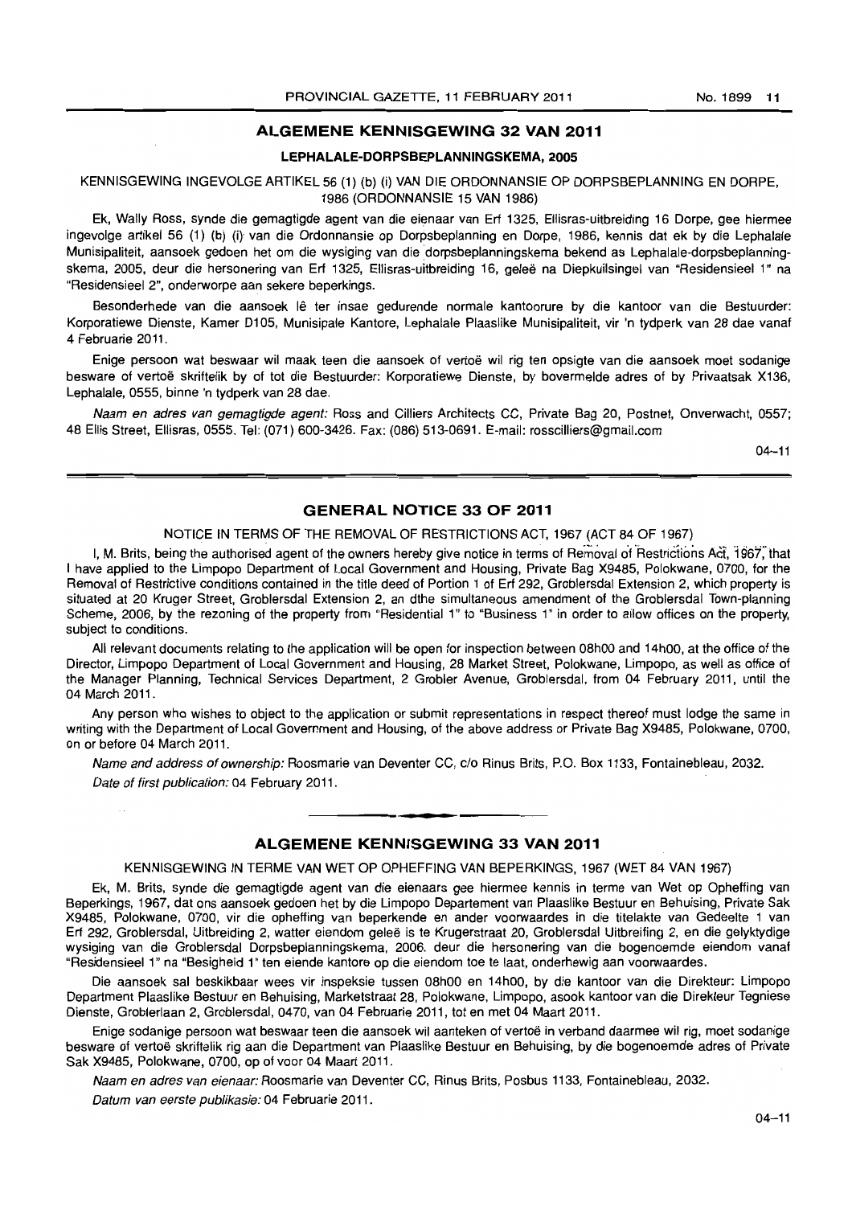## ALGEMENE KENNISGEWING 32 VAN 2011

### LEPHALALE-DORPSBEPLANNINGSKEMA, 2005

KENNISGEWING INGEVOLGE ARTIKEL 56 (1) (b) (i) VAN DIE ORDONNANSIE OP DORPSBEPLANNING EN DORPE, 1986 (ORDONNANSIE 15 VAN 1986)

Ek, Wally Ross, synde die gemagtigde agent van die eienaar van Erf 1325, Ellisras-uitbreiding 16 Dorpe, gee hiermee ingevolge artikel 56 (1) (b) (i) van die Ordonnansie op Dorpsbeplanning en Dorpe, 1986, kennis dat ek by die Lephalale Munisipaliteit, aansoek gedoen het om die wysiging van die dorpsbeplanningskema bekend as Lephalale-dorpsbeplanningskema, 2005, deur die hersonering van Erf 1325, Ellisras-uitbreiding 16, geleë na Diepkuilsingel van "Residensieel 1" na "Residensieel 2", onderworpe aan sekere beperkings.

Besonderhede van die aansoek lê ter insae gedurende normale kantoorure by die kantoor van die Bestuurder: Korporatiewe Dienste, Kamer D105, Munisipale Kantore, Lephalale Plaaslike Munisipaliteit, vir 'n tydperk van 28 dae vanaf 4 Februarie 2011.

Enige persoon wat beswaar wil maak teen die aansoek of vertoë wil rig ten opsigte van die aansoek moet sodanige besware of vertoë skriftelik by of tot die Bestuurder: Korporatiewe Dienste, by bovermelde adres of by Privaatsak X136, Lephalale, 0555, binne 'n tydperk van 28 dae.

*Naam en adres van gemagtigde agent:* Ross and Cilliers Architects CC, Private Bag 20, Postnet, Onverwacht, 0557; 48 Ellis Street, Ellisras, 0555. Tel: (071) 600-3426. Fax: (086) 513-0691. E-mail: rosscilliers@gmail.com

04–11

## GENERAL NOTICE 33 OF 2011

NOTICE IN TERMS OF THE REMOVAL OF RESTRICTIONS ACT, 1967 (ACT 84 OF 1967)

I, M. Brits, being the authorised agent of the owners hereby give notice in terms of Removal of Restrictions Act, 1967, that I have applied to the Limpopo Department of Local Government and Housing, Private Bag X9485, Polokwane, 0700, for the Removal of Restrictive conditions contained in the title deed of Portion 1 of Erf 292, Groblersdal Extension 2, which property is situated at 20 Kruger Street, Groblersdal Extension 2, an dthe simultaneous amendment of the Groblersdal Town-planning Scheme, 2006, by the rezoning of the property from "Residential 1" to "Business 1" in order to allow offices on the property, subject to conditions.

All relevant documents relating to the application will be open for inspection between 08h00 and 14h00, at the office of the Director, Limpopo Department of Local Government and Housing, 28 Market Street, Polokwane, Limpopo, as well as office of the Manager Planning, Technical Services Department, 2 Grobler Avenue, Groblersdal, from 04 February 2011, until the 04 March 2011.

Any person who wishes to object to the application or submit representations in respect thereof must lodge the same in writing with the Department of Local Government and Housing, of the above address or Private Bag X9485, Polokwane, 0700, on or before 04 March 2011.

*Name and address of ownership:* Roosmarie van Deventer CC, c/o Rinus Brits, P.O. Box 1133, Fontainebleau, 2032.

*Date of first publication:* 04 February 2011.

## ALGEMENE KENNISGEWING 33 VAN 2011

KENNISGEWING IN TERME VAN WET OP OPHEFFING VAN BEPERKINGS, 1967 (WET 84 VAN 1967)

Ek, M. Brits, synde die gemagtigde agent van die eienaars gee hiermee kennis in terme van Wet op Opheffing van Beperkings, 1967, dat ons aansoek gedoen het by die Limpopo Departement van Plaaslike Bestuur en Behuising, Private Sak X9485, Polokwane, 0700, vir die opheffing van beperkende en ander voorwaardes in die titelakte van Gedeelte 1 van Erf 292, Groblersdal, Uitbreiding 2, watter eiendom geleë is te Krugerstraat 20, Groblersdal Uitbreifing 2, en die gelyktydige wysiging van die Groblersdal Dorpsbeplanningskema, 2006. deur die hersonering van die bogenoemde eiendom vanaf "Residensieel 1" na "Besigheid 1" ten einde kantore op die eiendom toe te laat, onderhewig aan voorwaardes.

Die aansoek sal beskikbaar wees vir inspeksie tussen 08h00 en 14h00, by die kantoor van die Direkteur: Limpopo Department Plaaslike Bestuur en Behuising, Marketstraat 28, Polokwane, Limpopo, asook kantoor van die Direkteur Tegniese Dienste, Groblerlaan 2, Groblersdal, 0470, van 04 Februarie 2011, tot en met 04 Maart 2011.

Enige sodanige persoon wat beswaar teen die aansoek wil aanteken of vertoë in verband daarmee wil rig, moet sodanige besware of vertoë skriftelik rig aan die Department van Plaaslike Bestuur en Behuising, by die bogenoemde adres of Private Sak X9485, Polokwane, 0700, op of voor 04 Maart 2011.

*Naam en adres van eienaar:* Roosmarie van Deventer CC, Rinus Brits, Posbus 1133, Fontainebleau, 2032.

*Datum van eerste publikasie:* 04 Februarie 2011.

04–11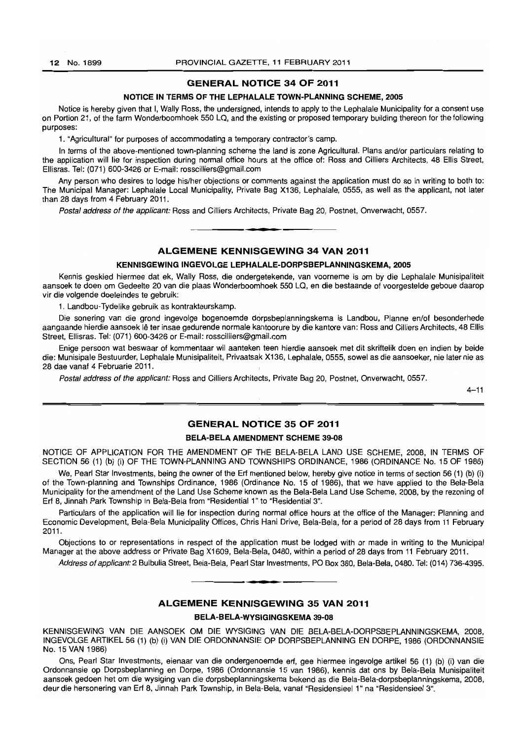## GENERAL NOTICE 34 OF 2011

### NOTICE IN TERMS OF THE LEPHALALE TOWN-PLANNING SCHEME, 2005

Notice is hereby given that I, Wally Ross, the undersigned, intends to apply to the Lephalale Municipality for a consent use on Portion 21, of the farm Wonderboomhoek 550 LQ, and the existing or proposed temporary building thereon for the following purposes:

1. "Agricultural" for purposes of accommodating a temporary contractor's camp.

In terms of the above-mentioned town-planning scheme the land is zone Agricultural. Plans and/or particulars relating to the application will lie for inspection during normal office hours at the office of: Ross and Cilliers Architects, 48 Ellis Street, Ellisras. Tel: (071) 600-3426 or E-mail: rosscilliers@gmail.com

Any person who desires to lodge his/her objections or comments against the application must do so in writing to both to: The Municipal Manager: Lephalale Local Municipality, Private Bag X136, Lephalale, 0555, as well as the applicant, not later than 28 days from 4 February 2011.

*Postal address of the applicant:* Ross and Cilliers Architects, Private Bag 20, Postnet, Onverwacht, 0557.

---

## ALGEMENE KENNISGEWING 34 VAN 2011

### KENNISGEWING INGEVOLGE LEPHALALE-DORPSBEPLANNINGSKEMA, 2005

Kennis geskied hiermee dat ek, Wally Ross, die ondergetekende, van voorneme is om by die Lephalale Munisipaliteit aansoek te doen om Gedeelte 20 van die plaas Wonderboomhoek 550 LQ, en die bestaande of voorgestelde geboue daarop vir die volgende doeleindes te gebruik:

1. Landbou-Tydelike gebruik as kontrakteurskamp.

Die sonering van die grond ingevolge bogenoemde dorpsbeplanningskema is Landbou, Planne en/of besonderhede aangaande hierdie aansoek lê ter insae gedurende normale kantoorure by die kantore van: Ross and Cilliers Architects, 48 Ellis Street, Ellisras. Tel: (071) 600-3426 or E-mail: rosscilliers@gmail.com

Enige persoon wat beswaar of kommentaar wil aanteken teen hierdie aansoek met dit skriftelik doen en indien by beide die: Munisipale Bestuurder, Lephalale Munisipaliteit, Privaatsak X136, Lephalale, 0555, sowel as die aansoeker, nie later nie as 28 dae vanaf 4 Februarie 2011.

*Postal address of the applicant:* Ross and Cilliers Architects, Private Bag 20, Postnet, Onverwacht, 0557.

4–11

---

## GENERAL NOTICE 35 OF 2011

### BELA-BELA AMENDMENT SCHEME 39-08

NOTICE OF APPLICATION FOR THE AMENDMENT OF THE BELA-BELA LAND USE SCHEME, 2008, IN TERMS OF SECTION 56 (1) (b) (i) OF THE TOWN-PLANNING AND TOWNSHIPS ORDINANCE, 1986 (ORDINANCE No. 15 OF 1986)

We, Pearl Star Investments, being the owner of the Erf mentioned below, hereby give notice in terms of section 56 (1) (b) (i) of the Town-planning and Townships Ordinance, 1986 (Ordinance No. 15 of 1986), that we have applied to the Bela-Bela Municipality for the amendment of the Land Use Scheme known as the Bela-Bela Land Use Scheme, 2008, by the rezoning of Erf 8, Jinnah Park Township in Bela-Bela from "Residential 1" to "Residential 3".

Particulars of the application will lie for inspection during normal office hours at the office of the Manager: Planning and Economic Development, Bela-Bela Municipality Offices, Chris Hani Drive, Bela-Bela, for a period of 28 days from 11 February 2011.

Objections to or representations in respect of the application must be lodged with or made in writing to the Municipal Manager at the above address or Private Bag X1609, Bela-Bela, 0480, within a period of 28 days from 11 February 2011.

*Address of applicant:* 2 Bulbulia Street, Bela-Bela, Pearl Star Investments, PO Box 380, Bela-Bela, 0480. Tel: (014) 736-4395.

---

## ALGEMENE KENNISGEWING 35 VAN 2011

### BELA-BELA-WYSIGINGSKEMA 39-08

KENNISGEWING VAN DIE AANSOEK OM DIE WYSIGING VAN DIE BELA-BELA-DORPSBEPLANNINGSKEMA, 2008, INGEVOLGE ARTIKEL 56 (1) (b) (i) VAN DIE ORDONNANSIE OP DORPSBEPLANNING EN DORPE, 1986 (ORDONNANSIE No. 15 VAN 1986)

Ons, Pearl Star Investments, eienaar van die ondergenoemde erf, gee hiermee ingevolge artikel 56 (1) (b) (i) van die Ordonnansie op Dorpsbeplanning en Dorpe, 1986 (Ordonnansie 15 van 1986), kennis dat ons by Bela-Bela Munisipaliteit aansoek gedoen het om die wysiging van die dorpsbeplanningskema bekend as die Bela-Bela-dorpsbeplanningskema, 2008, deur die hersonering van Erf 8, Jinnah Park Township, in Bela-Bela, vanaf "Residensieel 1" na "Residensieel 3".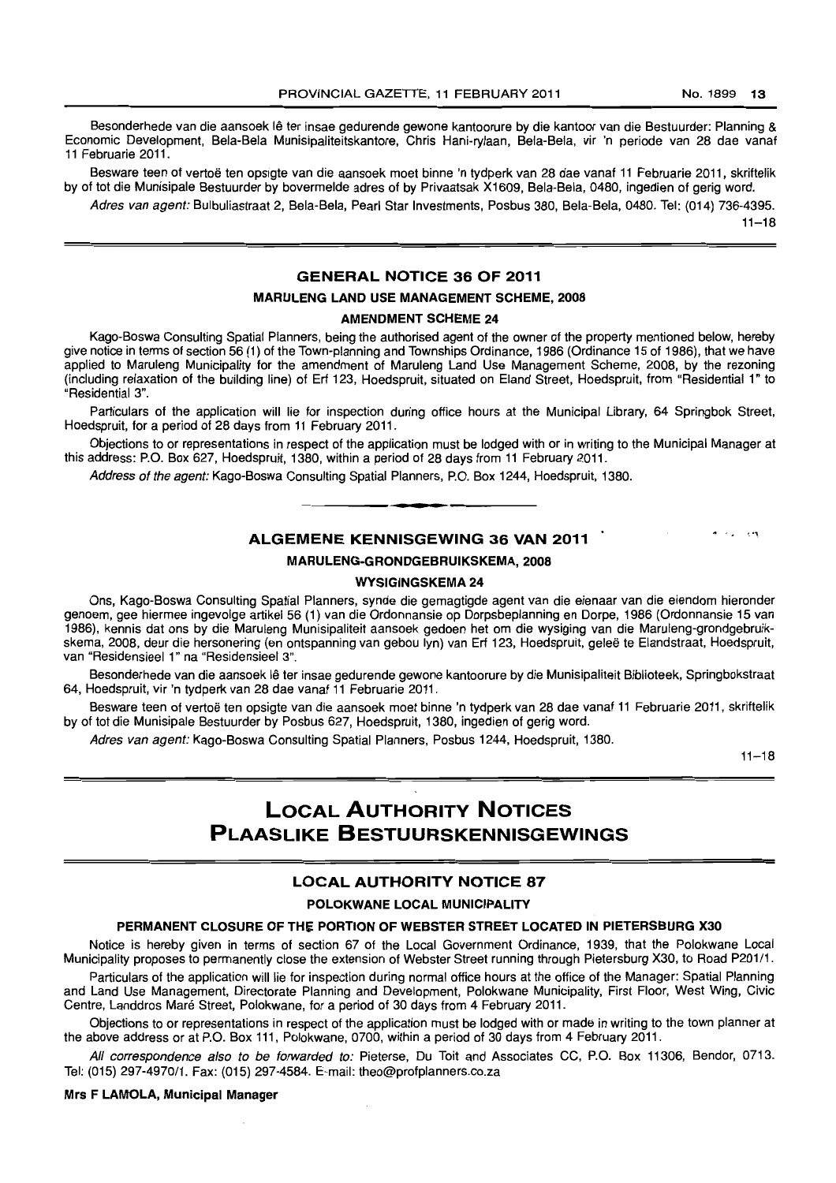Besonderhede van die aansoek lê ter insae gedurende gewone kantoorure by die kantoor van die Bestuurder: Planning & Economic Development, Bela-Bela Munisipaliteitskantore, Chris Hani-rylaan, Bela-Bela, vir 'n periode van 28 dae vanaf 11 Februarie 2011.

Besware teen of vertoë ten opsigte van die aansoek moet binne 'n tydperk van 28 dae vanaf 11 Februarie 2011, skriftelik by of tot die Munisipale Bestuurder by bovermelde adres of by Privaatsak X1609, Bela-Bela, 0480, ingedien of gerig word.

*Adres van agent:* Bulbuliastraat 2, Bela-Bela, Pearl Star Investments, Posbus 380, Bela-Bela, 0480. Tel: (014) 736-4395.

11–18

## GENERAL NOTICE 36 OF 2011

### MARULENG LAND USE MANAGEMENT SCHEME, 2008

### AMENDMENT SCHEME 24

Kago-Boswa Consulting Spatial Planners, being the authorised agent of the owner of the property mentioned below, hereby give notice in terms of section 56 (1) of the Town-planning and Townships Ordinance, 1986 (Ordinance 15 of 1986), that we have applied to Maruleng Municipality for the amendment of Maruleng Land Use Management Scheme, 2008, by the rezoning (including relaxation of the building line) of Erf 123, Hoedspruit, situated on Eland Street, Hoedspruit, from "Residential 1" to "Residential 3".

Particulars of the application will lie for inspection during office hours at the Municipal Library, 64 Springbok Street, Hoedspruit, for a period of 28 days from 11 February 2011.

Objections to or representations in respect of the application must be lodged with or in writing to the Municipal Manager at this address: P.O. Box 627, Hoedspruit, 1380, within a period of 28 days from 11 February 2011.

*Address of the agent:* Kago-Boswa Consulting Spatial Planners, P.O. Box 1244, Hoedspruit, 1380.

## ALGEMENE KENNISGEWING 36 VAN 2011

### MARULENG-GRONDGEBRUIKSKEMA, 2008

### WYSIGINGSKEMA 24

Ons, Kago-Boswa Consulting Spatial Planners, synde die gemagtigde agent van die eienaar van die eiendom hieronder genoem, gee hiermee ingevolge artikel 56 (1) van die Ordonnansie op Dorpsbeplanning en Dorpe, 1986 (Ordonnansie 15 van 1986), kennis dat ons by die Maruleng Munisipaliteit aansoek gedoen het om die wysiging van die Maruleng-grondgebruikskema, 2008, deur die hersonering (en ontspanning van gebou lyn) van Erf 123, Hoedspruit, geleë te Elandstraat, Hoedspruit, van "Residensieel 1" na "Residensieel 3".

Besonderhede van die aansoek lê ter insae gedurende gewone kantoorure by die Munisipaliteit Biblioteek, Springbokstraat 64, Hoedspruit, vir 'n tydperk van 28 dae vanaf 11 Februarie 2011.

Besware teen of vertoë ten opsigte van die aansoek moet binne 'n tydperk van 28 dae vanaf 11 Februarie 2011, skriftelik by of tot die Munisipale Bestuurder by Posbus 627, Hoedspruit, 1380, ingedien of gerig word.

*Adres van agent:* Kago-Boswa Consulting Spatial Planners, Posbus 1244, Hoedspruit, 1380.

11–18

# LOCAL AUTHORITY NOTICES
# PLAASLIKE BESTUURSKENNISGEWINGS

## LOCAL AUTHORITY NOTICE 87

### POLOKWANE LOCAL MUNICIPALITY

### PERMANENT CLOSURE OF THE PORTION OF WEBSTER STREET LOCATED IN PIETERSBURG X30

Notice is hereby given in terms of section 67 of the Local Government Ordinance, 1939, that the Polokwane Local Municipality proposes to permanently close the extension of Webster Street running through Pietersburg X30, to Road P201/1.

Particulars of the application will lie for inspection during normal office hours at the office of the Manager: Spatial Planning and Land Use Management, Directorate Planning and Development, Polokwane Municipality, First Floor, West Wing, Civic Centre, Landdros Maré Street, Polokwane, for a period of 30 days from 4 February 2011.

Objections to or representations in respect of the application must be lodged with or made in writing to the town planner at the above address or at P.O. Box 111, Polokwane, 0700, within a period of 30 days from 4 February 2011.

*All correspondence also to be forwarded to:* Pieterse, Du Toit and Associates CC, P.O. Box 11306, Bendor, 0713. Tel: (015) 297-4970/1. Fax: (015) 297-4584. E-mail: theo@profplanners.co.za

**Mrs F LAMOLA, Municipal Manager**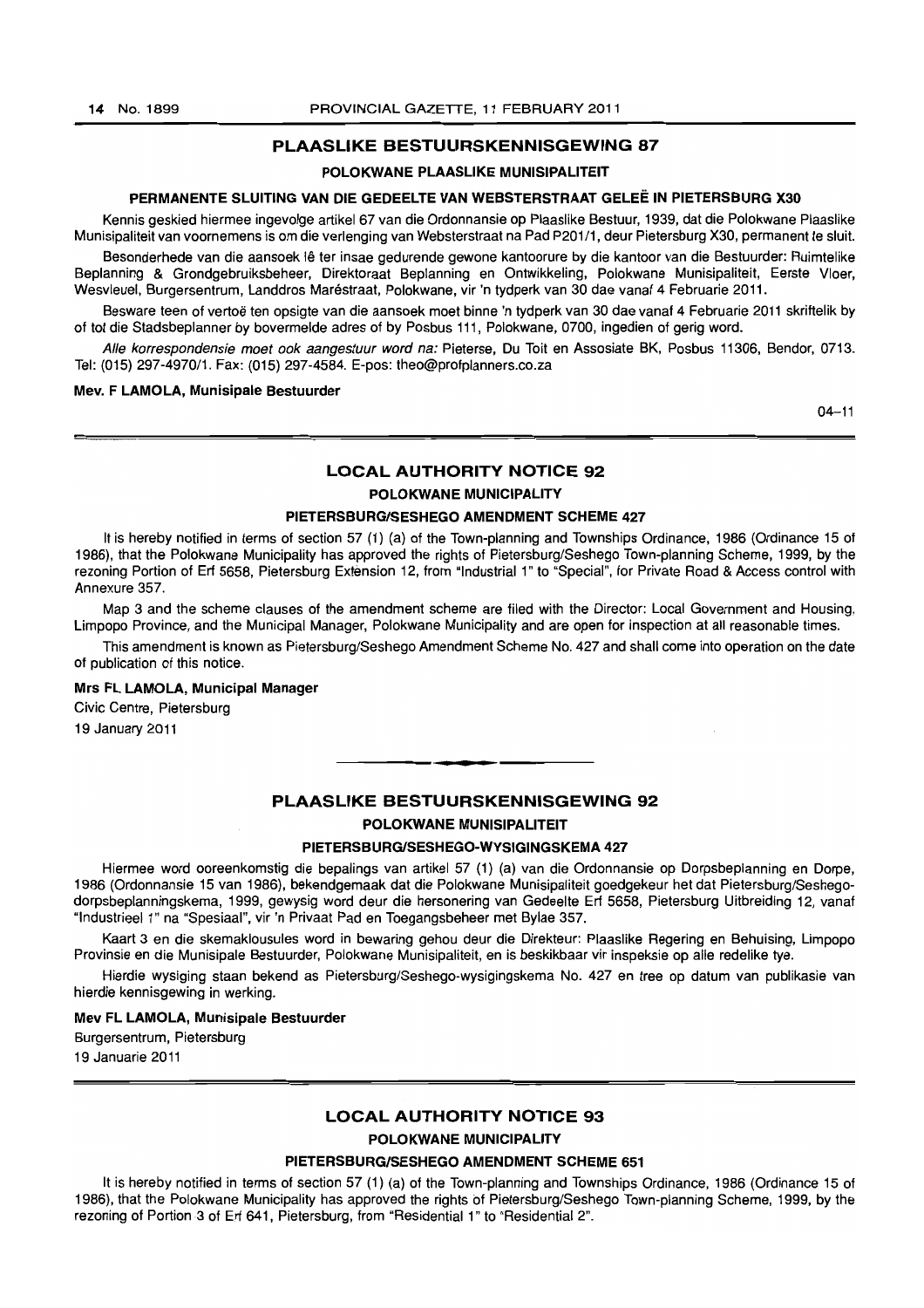## PLAASLIKE BESTUURSKENNISGEWING 87

### POLOKWANE PLAASLIKE MUNISIPALITEIT

#### PERMANENTE SLUITING VAN DIE GEDEELTE VAN WEBSTERSTRAAT GELEË IN PIETERSBURG X30

Kennis geskied hiermee ingevolge artikel 67 van die Ordonnansie op Plaaslike Bestuur, 1939, dat die Polokwane Plaaslike Munisipaliteit van voornemens is om die verlenging van Websterstraat na Pad P201/1, deur Pietersburg X30, permanent te sluit.

Besonderhede van die aansoek lê ter insae gedurende gewone kantoorure by die kantoor van die Bestuurder: Ruimtelike Beplanning & Grondgebruiksbeheer, Direktoraat Beplanning en Ontwikkeling, Polokwane Munisipaliteit, Eerste Vloer, Wesvleuel, Burgersentrum, Landdros Maréstraat, Polokwane, vir 'n tydperk van 30 dae vanaf 4 Februarie 2011.

Besware teen of vertoë ten opsigte van die aansoek moet binne 'n tydperk van 30 dae vanaf 4 Februarie 2011 skriftelik by of tot die Stadsbeplanner by bovermelde adres of by Posbus 111, Polokwane, 0700, ingedien of gerig word.

*Alle korrespondensie moet ook aangestuur word na:* Pieterse, Du Toit en Assosiate BK, Posbus 11306, Bendor, 0713. Tel: (015) 297-4970/1. Fax: (015) 297-4584. E-pos: theo@profplanners.co.za

**Mev. F LAMOLA, Munisipale Bestuurder**

04–11

---

## LOCAL AUTHORITY NOTICE 92

### POLOKWANE MUNICIPALITY

#### PIETERSBURG/SESHEGO AMENDMENT SCHEME 427

It is hereby notified in terms of section 57 (1) (a) of the Town-planning and Townships Ordinance, 1986 (Ordinance 15 of 1986), that the Polokwane Municipality has approved the rights of Pietersburg/Seshego Town-planning Scheme, 1999, by the rezoning Portion of Erf 5658, Pietersburg Extension 12, from "Industrial 1" to "Special", for Private Road & Access control with Annexure 357.

Map 3 and the scheme clauses of the amendment scheme are filed with the Director: Local Government and Housing, Limpopo Province, and the Municipal Manager, Polokwane Municipality and are open for inspection at all reasonable times.

This amendment is known as Pietersburg/Seshego Amendment Scheme No. 427 and shall come into operation on the date of publication of this notice.

**Mrs FL LAMOLA, Municipal Manager**

Civic Centre, Pietersburg

19 January 2011

---

## PLAASLIKE BESTUURSKENNISGEWING 92

### POLOKWANE MUNISIPALITEIT

#### PIETERSBURG/SESHEGO-WYSIGINGSKEMA 427

Hiermee word ooreenkomstig die bepalings van artikel 57 (1) (a) van die Ordonnansie op Dorpsbeplanning en Dorpe, 1986 (Ordonnansie 15 van 1986), bekendgemaak dat die Polokwane Munisipaliteit goedgekeur het dat Pietersburg/Seshego-dorpsbeplanningskema, 1999, gewysig word deur die hersonering van Gedeelte Erf 5658, Pietersburg Uitbreiding 12, vanaf "Industrieel 1" na "Spesiaal", vir 'n Privaat Pad en Toegangsbeheer met Bylae 357.

Kaart 3 en die skemaklousules word in bewaring gehou deur die Direkteur: Plaaslike Regering en Behuising, Limpopo Provinsie en die Munisipale Bestuurder, Polokwane Munisipaliteit, en is beskikbaar vir inspeksie op alle redelike tye.

Hierdie wysiging staan bekend as Pietersburg/Seshego-wysigingskema No. 427 en tree op datum van publikasie van hierdie kennisgewing in werking.

**Mev FL LAMOLA, Munisipale Bestuurder**

Burgersentrum, Pietersburg

19 Januarie 2011

---

## LOCAL AUTHORITY NOTICE 93

### POLOKWANE MUNICIPALITY

#### PIETERSBURG/SESHEGO AMENDMENT SCHEME 651

It is hereby notified in terms of section 57 (1) (a) of the Town-planning and Townships Ordinance, 1986 (Ordinance 15 of 1986), that the Polokwane Municipality has approved the rights of Pietersburg/Seshego Town-planning Scheme, 1999, by the rezoning of Portion 3 of Erf 641, Pietersburg, from "Residential 1" to "Residential 2".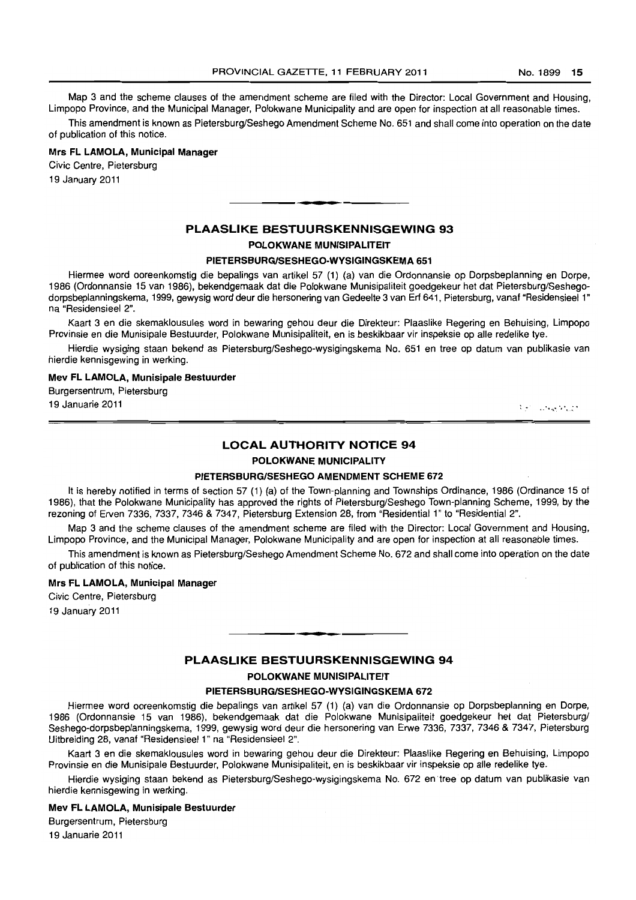Map 3 and the scheme clauses of the amendment scheme are filed with the Director: Local Government and Housing, Limpopo Province, and the Municipal Manager, Polokwane Municipality and are open for inspection at all reasonable times.

This amendment is known as Pietersburg/Seshego Amendment Scheme No. 651 and shall come into operation on the date of publication of this notice.

**Mrs FL LAMOLA, Municipal Manager**

Civic Centre, Pietersburg

19 January 2011

---

## PLAASLIKE BESTUURSKENNISGEWING 93

### POLOKWANE MUNISIPALITEIT

### PIETERSBURG/SESHEGO-WYSIGINGSKEMA 651

Hiermee word ooreenkomstig die bepalings van artikel 57 (1) (a) van die Ordonnansie op Dorpsbeplanning en Dorpe, 1986 (Ordonnansie 15 van 1986), bekendgemaak dat die Polokwane Munisipaliteit goedgekeur het dat Pietersburg/Seshego-dorpsbeplanningskema, 1999, gewysig word deur die hersonering van Gedeelte 3 van Erf 641, Pietersburg, vanaf "Residensieel 1" na "Residensieel 2".

Kaart 3 en die skemaklousules word in bewaring gehou deur die Direkteur: Plaaslike Regering en Behuising, Limpopo Provinsie en die Munisipale Bestuurder, Polokwane Munisipaliteit, en is beskikbaar vir inspeksie op alle redelike tye.

Hierdie wysiging staan bekend as Pietersburg/Seshego-wysigingskema No. 651 en tree op datum van publikasie van hierdie kennisgewing in werking.

**Mev FL LAMOLA, Munisipale Bestuurder**

Burgersentrum, Pietersburg

19 Januarie 2011

---

## LOCAL AUTHORITY NOTICE 94

### POLOKWANE MUNICIPALITY

### PIETERSBURG/SESHEGO AMENDMENT SCHEME 672

It is hereby notified in terms of section 57 (1) (a) of the Town-planning and Townships Ordinance, 1986 (Ordinance 15 of 1986), that the Polokwane Municipality has approved the rights of Pietersburg/Seshego Town-planning Scheme, 1999, by the rezoning of Erven 7336, 7337, 7346 & 7347, Pietersburg Extension 28, from "Residential 1" to "Residential 2".

Map 3 and the scheme clauses of the amendment scheme are filed with the Director: Local Government and Housing, Limpopo Province, and the Municipal Manager, Polokwane Municipality and are open for inspection at all reasonable times.

This amendment is known as Pietersburg/Seshego Amendment Scheme No. 672 and shall come into operation on the date of publication of this notice.

**Mrs FL LAMOLA, Municipal Manager**

Civic Centre, Pietersburg

19 January 2011

---

## PLAASLIKE BESTUURSKENNISGEWING 94

### POLOKWANE MUNISIPALITEIT

### PIETERSBURG/SESHEGO-WYSIGINGSKEMA 672

Hiermee word ooreenkomstig die bepalings van artikel 57 (1) (a) van die Ordonnansie op Dorpsbeplanning en Dorpe, 1986 (Ordonnansie 15 van 1986), bekendgemaak dat die Polokwane Munisipaliteit goedgekeur het dat Pietersburg/Seshego-dorpsbeplanningskema, 1999, gewysig word deur die hersonering van Erwe 7336, 7337, 7346 & 7347, Pietersburg Uitbreiding 28, vanaf "Residensieel 1" na "Residensieel 2".

Kaart 3 en die skemaklousules word in bewaring gehou deur die Direkteur: Plaaslike Regering en Behuising, Limpopo Provinsie en die Munisipale Bestuurder, Polokwane Munisipaliteit, en is beskikbaar vir inspeksie op alle redelike tye.

Hierdie wysiging staan bekend as Pietersburg/Seshego-wysigingskema No. 672 en tree op datum van publikasie van hierdie kennisgewing in werking.

**Mev FL LAMOLA, Munisipale Bestuurder**

Burgersentrum, Pietersburg

19 Januarie 2011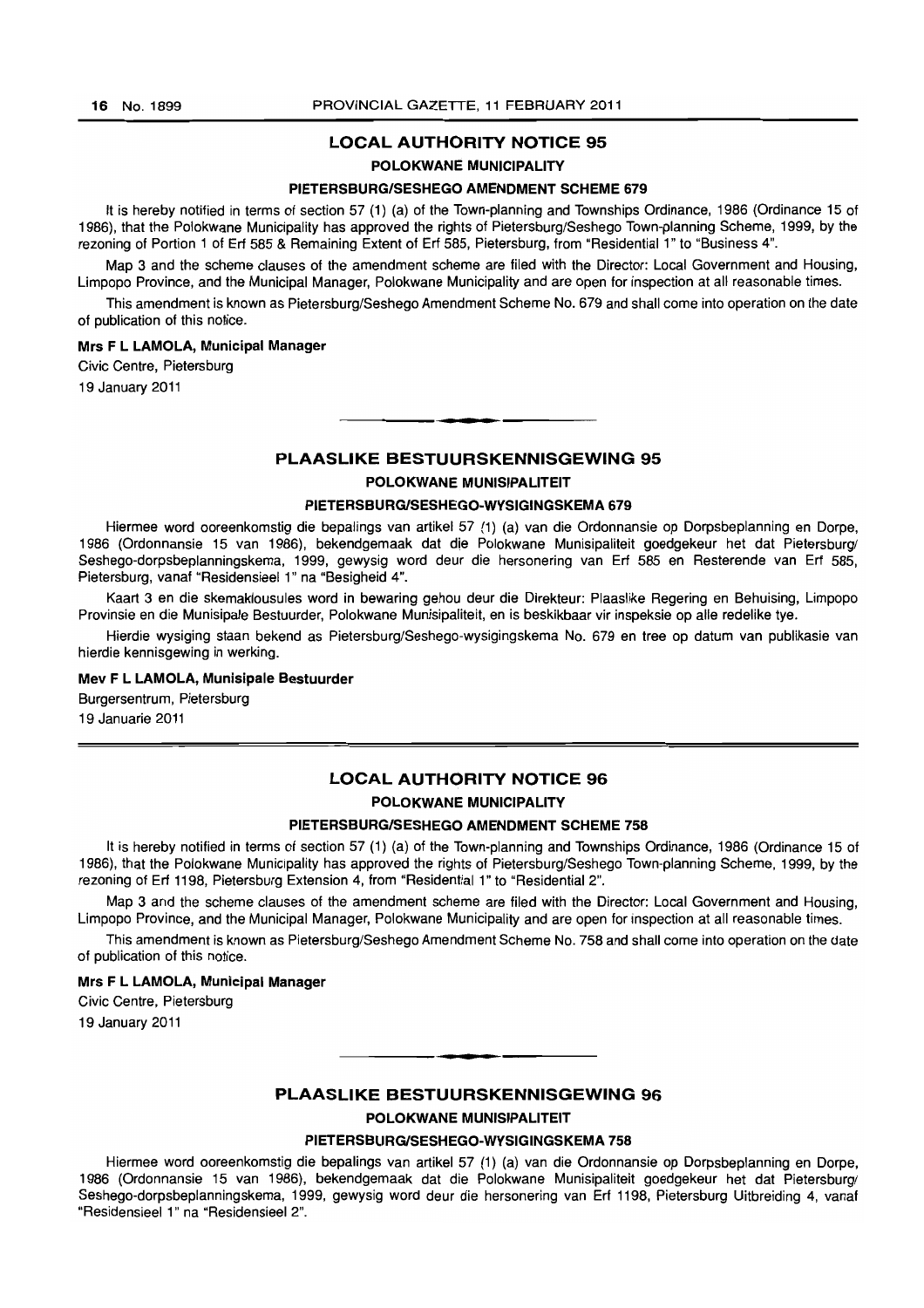## LOCAL AUTHORITY NOTICE 95

### POLOKWANE MUNICIPALITY

#### PIETERSBURG/SESHEGO AMENDMENT SCHEME 679

It is hereby notified in terms of section 57 (1) (a) of the Town-planning and Townships Ordinance, 1986 (Ordinance 15 of 1986), that the Polokwane Municipality has approved the rights of Pietersburg/Seshego Town-planning Scheme, 1999, by the rezoning of Portion 1 of Erf 585 & Remaining Extent of Erf 585, Pietersburg, from "Residential 1" to "Business 4".

Map 3 and the scheme clauses of the amendment scheme are filed with the Director: Local Government and Housing, Limpopo Province, and the Municipal Manager, Polokwane Municipality and are open for inspection at all reasonable times.

This amendment is known as Pietersburg/Seshego Amendment Scheme No. 679 and shall come into operation on the date of publication of this notice.

**Mrs F L LAMOLA, Municipal Manager**

Civic Centre, Pietersburg

19 January 2011

## PLAASLIKE BESTUURSKENNISGEWING 95

### POLOKWANE MUNISIPALITEIT

#### PIETERSBURG/SESHEGO-WYSIGINGSKEMA 679

Hiermee word ooreenkomstig die bepalings van artikel 57 (1) (a) van die Ordonnansie op Dorpsbeplanning en Dorpe, 1986 (Ordonnansie 15 van 1986), bekendgemaak dat die Polokwane Munisipaliteit goedgekeur het dat Pietersburg/ Seshego-dorpsbeplanningskema, 1999, gewysig word deur die hersonering van Erf 585 en Resterende van Erf 585, Pietersburg, vanaf "Residensieel 1" na "Besigheid 4".

Kaart 3 en die skemaklousules word in bewaring gehou deur die Direkteur: Plaaslike Regering en Behuising, Limpopo Provinsie en die Munisipale Bestuurder, Polokwane Munisipaliteit, en is beskikbaar vir inspeksie op alle redelike tye.

Hierdie wysiging staan bekend as Pietersburg/Seshego-wysigingskema No. 679 en tree op datum van publikasie van hierdie kennisgewing in werking.

**Mev F L LAMOLA, Munisipale Bestuurder**

Burgersentrum, Pietersburg

19 Januarie 2011

## LOCAL AUTHORITY NOTICE 96

### POLOKWANE MUNICIPALITY

#### PIETERSBURG/SESHEGO AMENDMENT SCHEME 758

It is hereby notified in terms of section 57 (1) (a) of the Town-planning and Townships Ordinance, 1986 (Ordinance 15 of 1986), that the Polokwane Municipality has approved the rights of Pietersburg/Seshego Town-planning Scheme, 1999, by the rezoning of Erf 1198, Pietersburg Extension 4, from "Residential 1" to "Residential 2".

Map 3 and the scheme clauses of the amendment scheme are filed with the Director: Local Government and Housing, Limpopo Province, and the Municipal Manager, Polokwane Municipality and are open for inspection at all reasonable times.

This amendment is known as Pietersburg/Seshego Amendment Scheme No. 758 and shall come into operation on the date of publication of this notice.

**Mrs F L LAMOLA, Municipal Manager**

Civic Centre, Pietersburg

19 January 2011

## PLAASLIKE BESTUURSKENNISGEWING 96

### POLOKWANE MUNISIPALITEIT

#### PIETERSBURG/SESHEGO-WYSIGINGSKEMA 758

Hiermee word ooreenkomstig die bepalings van artikel 57 (1) (a) van die Ordonnansie op Dorpsbeplanning en Dorpe, 1986 (Ordonnansie 15 van 1986), bekendgemaak dat die Polokwane Munisipaliteit goedgekeur het dat Pietersburg/ Seshego-dorpsbeplanningskema, 1999, gewysig word deur die hersonering van Erf 1198, Pietersburg Uitbreiding 4, vanaf "Residensieel 1" na "Residensieel 2".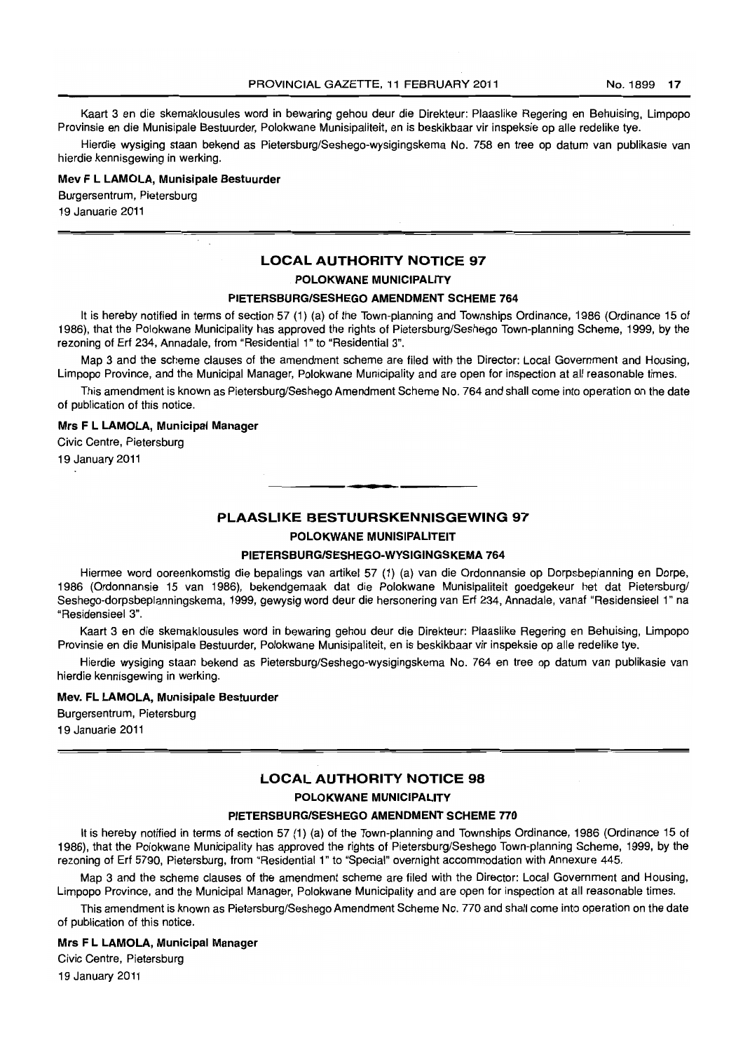Kaart 3 en die skemaklousules word in bewaring gehou deur die Direkteur: Plaaslike Regering en Behuising, Limpopo Provinsie en die Munisipale Bestuurder, Polokwane Munisipaliteit, en is beskikbaar vir inspeksie op alle redelike tye.

Hierdie wysiging staan bekend as Pietersburg/Seshego-wysigingskema No. 758 en tree op datum van publikasie van hierdie kennisgewing in werking.

**Mev F L LAMOLA, Munisipale Bestuurder**

Burgersentrum, Pietersburg

19 Januarie 2011

## LOCAL AUTHORITY NOTICE 97

### POLOKWANE MUNICIPALITY

#### PIETERSBURG/SESHEGO AMENDMENT SCHEME 764

It is hereby notified in terms of section 57 (1) (a) of the Town-planning and Townships Ordinance, 1986 (Ordinance 15 of 1986), that the Polokwane Municipality has approved the rights of Pietersburg/Seshego Town-planning Scheme, 1999, by the rezoning of Erf 234, Annadale, from "Residential 1" to "Residential 3".

Map 3 and the scheme clauses of the amendment scheme are filed with the Director: Local Government and Housing, Limpopo Province, and the Municipal Manager, Polokwane Municipality and are open for inspection at all reasonable times.

This amendment is known as Pietersburg/Seshego Amendment Scheme No. 764 and shall come into operation on the date of publication of this notice.

**Mrs F L LAMOLA, Municipal Manager**

Civic Centre, Pietersburg

19 January 2011

## PLAASLIKE BESTUURSKENNISGEWING 97

### POLOKWANE MUNISIPALITEIT

#### PIETERSBURG/SESHEGO-WYSIGINGSKEMA 764

Hiermee word ooreenkomstig die bepalings van artikel 57 (1) (a) van die Ordonnansie op Dorpsbeplanning en Dorpe, 1986 (Ordonnansie 15 van 1986), bekendgemaak dat die Polokwane Munisipaliteit goedgekeur het dat Pietersburg/Seshego-dorpsbeplanningskema, 1999, gewysig word deur die hersonering van Erf 234, Annadale, vanaf "Residensieel 1" na "Residensieel 3".

Kaart 3 en die skemaklousules word in bewaring gehou deur die Direkteur: Plaaslike Regering en Behuising, Limpopo Provinsie en die Munisipale Bestuurder, Polokwane Munisipaliteit, en is beskikbaar vir inspeksie op alle redelike tye.

Hierdie wysiging staan bekend as Pietersburg/Seshego-wysigingskema No. 764 en tree op datum van publikasie van hierdie kennisgewing in werking.

**Mev. FL LAMOLA, Munisipale Bestuurder**

Burgersentrum, Pietersburg

19 Januarie 2011

## LOCAL AUTHORITY NOTICE 98

### POLOKWANE MUNICIPALITY

#### PIETERSBURG/SESHEGO AMENDMENT SCHEME 770

It is hereby notified in terms of section 57 (1) (a) of the Town-planning and Townships Ordinance, 1986 (Ordinance 15 of 1986), that the Polokwane Municipality has approved the rights of Pietersburg/Seshego Town-planning Scheme, 1999, by the rezoning of Erf 5790, Pietersburg, from "Residential 1" to "Special" overnight accommodation with Annexure 445.

Map 3 and the scheme clauses of the amendment scheme are filed with the Director: Local Government and Housing, Limpopo Province, and the Municipal Manager, Polokwane Municipality and are open for inspection at all reasonable times.

This amendment is known as Pietersburg/Seshego Amendment Scheme No. 770 and shall come into operation on the date of publication of this notice.

**Mrs F L LAMOLA, Municipal Manager**

Civic Centre, Pietersburg

19 January 2011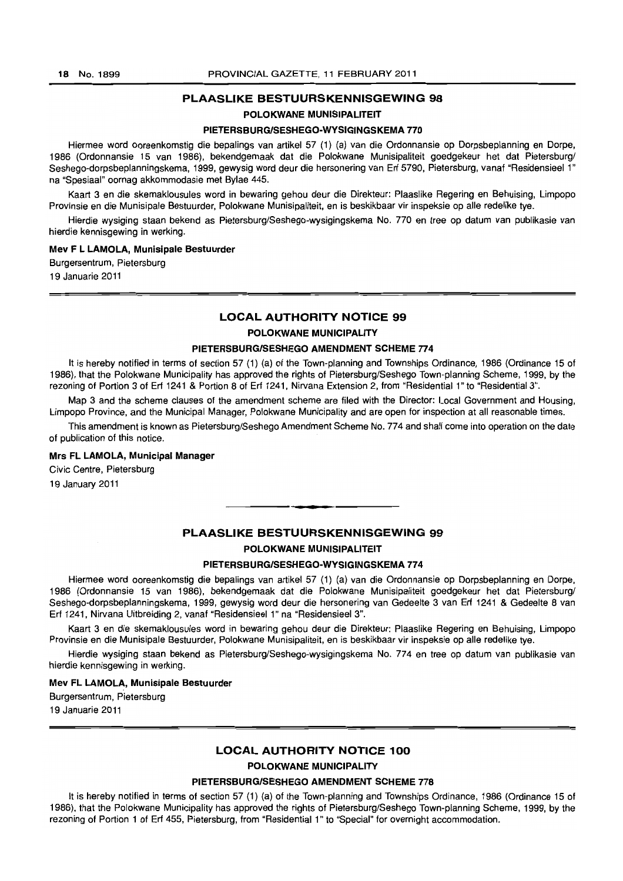## PLAASLIKE BESTUURSKENNISGEWING 98

### POLOKWANE MUNISIPALITEIT

### PIETERSBURG/SESHEGO-WYSIGINGSKEMA 770

Hiermee word ooreenkomstig die bepalings van artikel 57 (1) (a) van die Ordonnansie op Dorpsbeplanning en Dorpe, 1986 (Ordonnansie 15 van 1986), bekendgemaak dat die Polokwane Munisipaliteit goedgekeur het dat Pietersburg/ Seshego-dorpsbeplanningskema, 1999, gewysig word deur die hersonering van Erf 5790, Pietersburg, vanaf "Residensieel 1" na "Spesiaal" oornag akkommodasie met Bylae 445.

Kaart 3 en die skemaklousules word in bewaring gehou deur die Direkteur: Plaaslike Regering en Behuising, Limpopo Provinsie en die Munisipale Bestuurder, Polokwane Munisipaliteit, en is beskikbaar vir inspeksie op alle redelike tye.

Hierdie wysiging staan bekend as Pietersburg/Seshego-wysigingskema No. 770 en tree op datum van publikasie van hierdie kennisgewing in werking.

**Mev F L LAMOLA, Munisipale Bestuurder**

Burgersentrum, Pietersburg

19 Januarie 2011

## LOCAL AUTHORITY NOTICE 99

### POLOKWANE MUNICIPALITY

### PIETERSBURG/SESHEGO AMENDMENT SCHEME 774

It is hereby notified in terms of section 57 (1) (a) of the Town-planning and Townships Ordinance, 1986 (Ordinance 15 of 1986), that the Polokwane Municipality has approved the rights of Pietersburg/Seshego Town-planning Scheme, 1999, by the rezoning of Portion 3 of Erf 1241 & Portion 8 of Erf 1241, Nirvana Extension 2, from "Residential 1" to "Residential 3".

Map 3 and the scheme clauses of the amendment scheme are filed with the Director: Local Government and Housing, Limpopo Province, and the Municipal Manager, Polokwane Municipality and are open for inspection at all reasonable times.

This amendment is known as Pietersburg/Seshego Amendment Scheme No. 774 and shall come into operation on the date of publication of this notice.

**Mrs FL LAMOLA, Municipal Manager**

Civic Centre, Pietersburg

19 January 2011

## PLAASLIKE BESTUURSKENNISGEWING 99

### POLOKWANE MUNISIPALITEIT

### PIETERSBURG/SESHEGO-WYSIGINGSKEMA 774

Hiermee word ooreenkomstig die bepalings van artikel 57 (1) (a) van die Ordonnansie op Dorpsbeplanning en Dorpe, 1986 (Ordonnansie 15 van 1986), bekendgemaak dat die Polokwane Munisipaliteit goedgekeur het dat Pietersburg/ Seshego-dorpsbeplanningskema, 1999, gewysig word deur die hersonering van Gedeelte 3 van Erf 1241 & Gedeelte 8 van Erf 1241, Nirvana Uitbreiding 2, vanaf "Residensieel 1" na "Residensieel 3".

Kaart 3 en die skemaklousules word in bewaring gehou deur die Direkteur: Plaaslike Regering en Behuising, Limpopo Provinsie en die Munisipale Bestuurder, Polokwane Munisipaliteit, en is beskikbaar vir inspeksie op alle redelike tye.

Hierdie wysiging staan bekend as Pietersburg/Seshego-wysigingskema No. 774 en tree op datum van publikasie van hierdie kennisgewing in werking.

**Mev FL LAMOLA, Munisipale Bestuurder**

Burgersentrum, Pietersburg

19 Januarie 2011

## LOCAL AUTHORITY NOTICE 100

### POLOKWANE MUNICIPALITY

### PIETERSBURG/SESHEGO AMENDMENT SCHEME 778

It is hereby notified in terms of section 57 (1) (a) of the Town-planning and Townships Ordinance, 1986 (Ordinance 15 of 1986), that the Polokwane Municipality has approved the rights of Pietersburg/Seshego Town-planning Scheme, 1999, by the rezoning of Portion 1 of Erf 455, Pietersburg, from "Residential 1" to "Special" for overnight accommodation.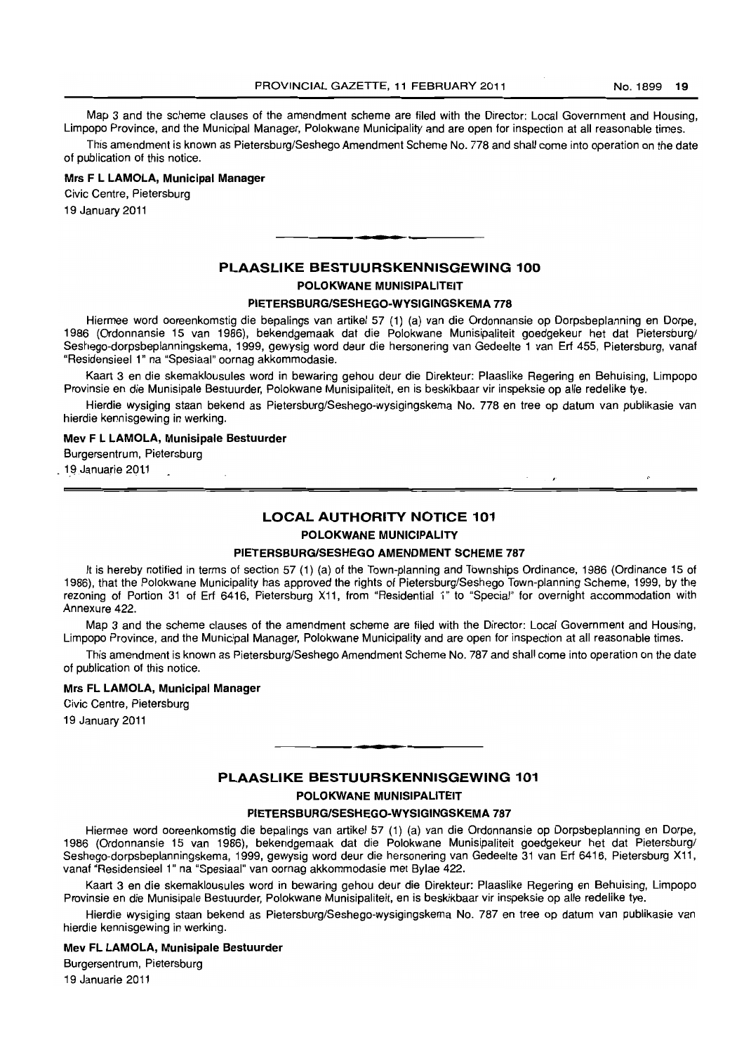Map 3 and the scheme clauses of the amendment scheme are filed with the Director: Local Government and Housing, Limpopo Province, and the Municipal Manager, Polokwane Municipality and are open for inspection at all reasonable times.

This amendment is known as Pietersburg/Seshego Amendment Scheme No. 778 and shall come into operation on the date of publication of this notice.

**Mrs F L LAMOLA, Municipal Manager**

Civic Centre, Pietersburg

19 January 2011

## PLAASLIKE BESTUURSKENNISGEWING 100

### POLOKWANE MUNISIPALITEIT

### PIETERSBURG/SESHEGO-WYSIGINGSKEMA 778

Hiermee word ooreenkomstig die bepalings van artikel 57 (1) (a) van die Ordonnansie op Dorpsbeplanning en Dorpe, 1986 (Ordonnansie 15 van 1986), bekendgemaak dat die Polokwane Munisipaliteit goedgekeur het dat Pietersburg/Seshego-dorpsbeplanningskema, 1999, gewysig word deur die hersonering van Gedeelte 1 van Erf 455, Pietersburg, vanaf "Residensieel 1" na "Spesiaal" oornag akkommodasie.

Kaart 3 en die skemaklousules word in bewaring gehou deur die Direkteur: Plaaslike Regering en Behuising, Limpopo Provinsie en die Munisipale Bestuurder, Polokwane Munisipaliteit, en is beskikbaar vir inspeksie op alle redelike tye.

Hierdie wysiging staan bekend as Pietersburg/Seshego-wysigingskema No. 778 en tree op datum van publikasie van hierdie kennisgewing in werking.

**Mev F L LAMOLA, Munisipale Bestuurder**

Burgersentrum, Pietersburg

19 Januarie 2011

## LOCAL AUTHORITY NOTICE 101

### POLOKWANE MUNICIPALITY

### PIETERSBURG/SESHEGO AMENDMENT SCHEME 787

It is hereby notified in terms of section 57 (1) (a) of the Town-planning and Townships Ordinance, 1986 (Ordinance 15 of 1986), that the Polokwane Municipality has approved the rights of Pietersburg/Seshego Town-planning Scheme, 1999, by the rezoning of Portion 31 of Erf 6416, Pietersburg X11, from "Residential 1" to "Special" for overnight accommodation with Annexure 422.

Map 3 and the scheme clauses of the amendment scheme are filed with the Director: Local Government and Housing, Limpopo Province, and the Municipal Manager, Polokwane Municipality and are open for inspection at all reasonable times.

This amendment is known as Pietersburg/Seshego Amendment Scheme No. 787 and shall come into operation on the date of publication of this notice.

**Mrs FL LAMOLA, Municipal Manager**

Civic Centre, Pietersburg

19 January 2011

## PLAASLIKE BESTUURSKENNISGEWING 101

### POLOKWANE MUNISIPALITEIT

### PIETERSBURG/SESHEGO-WYSIGINGSKEMA 787

Hiermee word ooreenkomstig die bepalings van artikel 57 (1) (a) van die Ordonnansie op Dorpsbeplanning en Dorpe, 1986 (Ordonnansie 15 van 1986), bekendgemaak dat die Polokwane Munisipaliteit goedgekeur het dat Pietersburg/Seshego-dorpsbeplanningskema, 1999, gewysig word deur die hersonering van Gedeelte 31 van Erf 6416, Pietersburg X11, vanaf "Residensieel 1" na "Spesiaal" van oornag akkommodasie met Bylae 422.

Kaart 3 en die skemaklousules word in bewaring gehou deur die Direkteur: Plaaslike Regering en Behuising, Limpopo Provinsie en die Munisipale Bestuurder, Polokwane Munisipaliteit, en is beskikbaar vir inspeksie op alle redelike tye.

Hierdie wysiging staan bekend as Pietersburg/Seshego-wysigingskema No. 787 en tree op datum van publikasie van hierdie kennisgewing in werking.

**Mev FL LAMOLA, Munisipale Bestuurder**

Burgersentrum, Pietersburg

19 Januarie 2011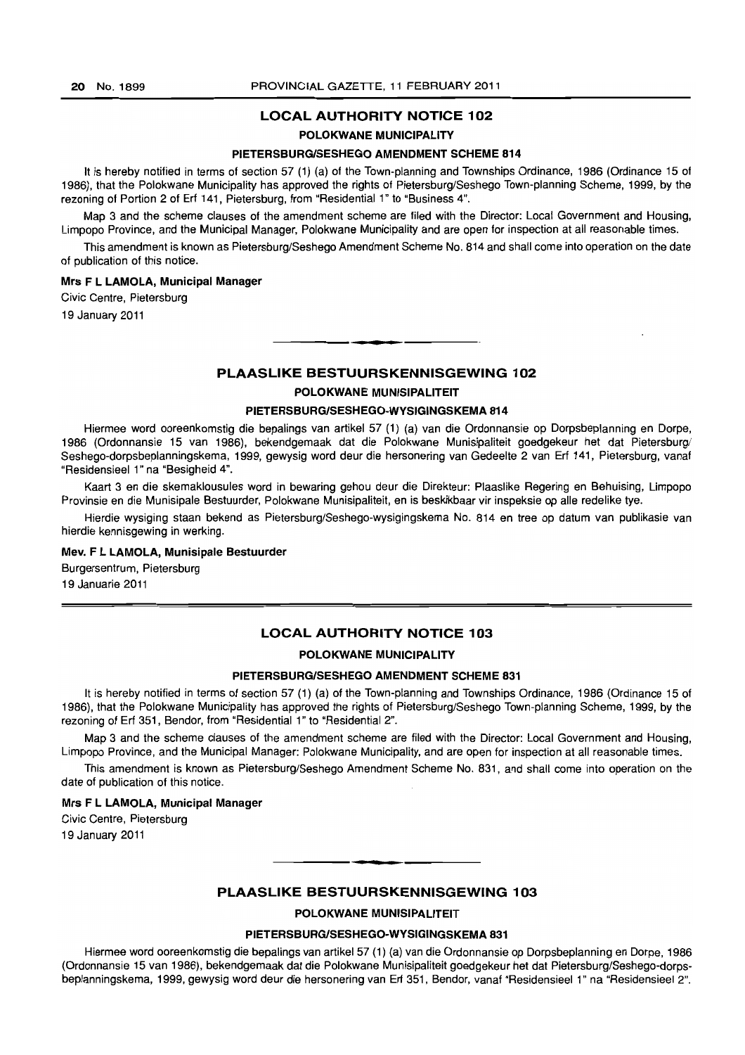## LOCAL AUTHORITY NOTICE 102

### POLOKWANE MUNICIPALITY

### PIETERSBURG/SESHEGO AMENDMENT SCHEME 814

It is hereby notified in terms of section 57 (1) (a) of the Town-planning and Townships Ordinance, 1986 (Ordinance 15 of 1986), that the Polokwane Municipality has approved the rights of Pietersburg/Seshego Town-planning Scheme, 1999, by the rezoning of Portion 2 of Erf 141, Pietersburg, from "Residential 1" to "Business 4".

Map 3 and the scheme clauses of the amendment scheme are filed with the Director: Local Government and Housing, Limpopo Province, and the Municipal Manager, Polokwane Municipality and are open for inspection at all reasonable times.

This amendment is known as Pietersburg/Seshego Amendment Scheme No. 814 and shall come into operation on the date of publication of this notice.

**Mrs F L LAMOLA, Municipal Manager**

Civic Centre, Pietersburg

19 January 2011

---

## PLAASLIKE BESTUURSKENNISGEWING 102

### POLOKWANE MUNISIPALITEIT

### PIETERSBURG/SESHEGO-WYSIGINGSKEMA 814

Hiermee word ooreenkomstig die bepalings van artikel 57 (1) (a) van die Ordonnansie op Dorpsbeplanning en Dorpe, 1986 (Ordonnansie 15 van 1986), bekendgemaak dat die Polokwane Munisipaliteit goedgekeur het dat Pietersburg/Seshego-dorpsbeplanningskema, 1999, gewysig word deur die hersonering van Gedeelte 2 van Erf 141, Pietersburg, vanaf "Residensieel 1" na "Besigheid 4".

Kaart 3 en die skemaklousules word in bewaring gehou deur die Direkteur: Plaaslike Regering en Behuising, Limpopo Provinsie en die Munisipale Bestuurder, Polokwane Munisipaliteit, en is beskikbaar vir inspeksie op alle redelike tye.

Hierdie wysiging staan bekend as Pietersburg/Seshego-wysigingskema No. 814 en tree op datum van publikasie van hierdie kennisgewing in werking.

**Mev. F L LAMOLA, Munisipale Bestuurder**

Burgersentrum, Pietersburg

19 Januarie 2011

---

## LOCAL AUTHORITY NOTICE 103

### POLOKWANE MUNICIPALITY

### PIETERSBURG/SESHEGO AMENDMENT SCHEME 831

It is hereby notified in terms of section 57 (1) (a) of the Town-planning and Townships Ordinance, 1986 (Ordinance 15 of 1986), that the Polokwane Municipality has approved the rights of Pietersburg/Seshego Town-planning Scheme, 1999, by the rezoning of Erf 351, Bendor, from "Residential 1" to "Residential 2".

Map 3 and the scheme clauses of the amendment scheme are filed with the Director: Local Government and Housing, Limpopo Province, and the Municipal Manager: Polokwane Municipality, and are open for inspection at all reasonable times.

This amendment is known as Pietersburg/Seshego Amendment Scheme No. 831, and shall come into operation on the date of publication of this notice.

**Mrs F L LAMOLA, Municipal Manager**

Civic Centre, Pietersburg

19 January 2011

---

## PLAASLIKE BESTUURSKENNISGEWING 103

### POLOKWANE MUNISIPALITEIT

### PIETERSBURG/SESHEGO-WYSIGINGSKEMA 831

Hiermee word ooreenkomstig die bepalings van artikel 57 (1) (a) van die Ordonnansie op Dorpsbeplanning en Dorpe, 1986 (Ordonnansie 15 van 1986), bekendgemaak dat die Polokwane Munisipaliteit goedgekeur het dat Pietersburg/Seshego-dorpsbeplanningskema, 1999, gewysig word deur die hersonering van Erf 351, Bendor, vanaf "Residensieel 1" na "Residensieel 2".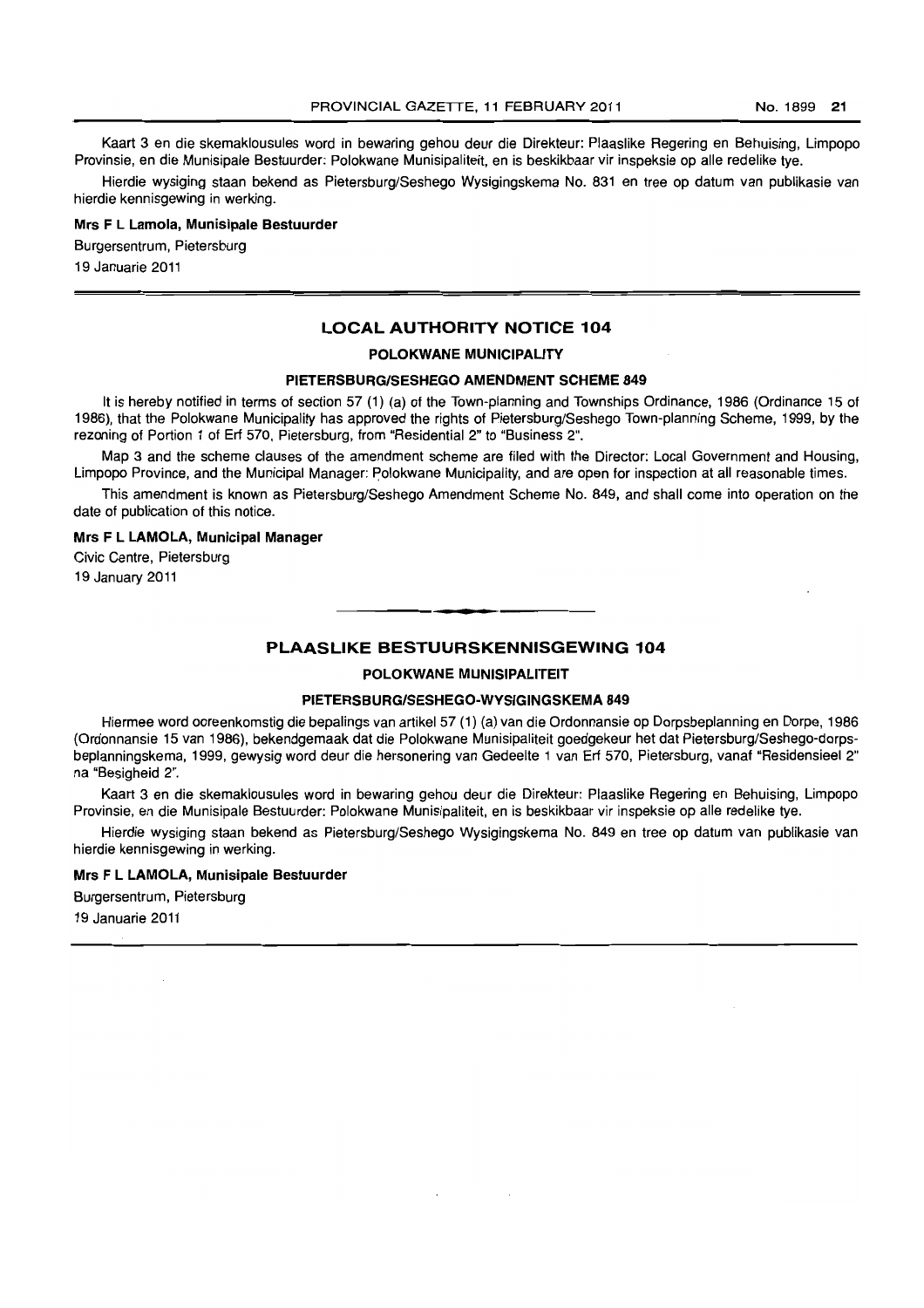Kaart 3 en die skemaklousules word in bewaring gehou deur die Direkteur: Plaaslike Regering en Behuising, Limpopo Provinsie, en die Munisipale Bestuurder: Polokwane Munisipaliteit, en is beskikbaar vir inspeksie op alle redelike tye.

Hierdie wysiging staan bekend as Pietersburg/Seshego Wysigingskema No. 831 en tree op datum van publikasie van hierdie kennisgewing in werking.

**Mrs F L Lamola, Munisipale Bestuurder**

Burgersentrum, Pietersburg

19 Januarie 2011

## LOCAL AUTHORITY NOTICE 104

### POLOKWANE MUNICIPALITY

### PIETERSBURG/SESHEGO AMENDMENT SCHEME 849

It is hereby notified in terms of section 57 (1) (a) of the Town-planning and Townships Ordinance, 1986 (Ordinance 15 of 1986), that the Polokwane Municipality has approved the rights of Pietersburg/Seshego Town-planning Scheme, 1999, by the rezoning of Portion 1 of Erf 570, Pietersburg, from "Residential 2" to "Business 2".

Map 3 and the scheme clauses of the amendment scheme are filed with the Director: Local Government and Housing, Limpopo Province, and the Municipal Manager: Polokwane Municipality, and are open for inspection at all reasonable times.

This amendment is known as Pietersburg/Seshego Amendment Scheme No. 849, and shall come into operation on the date of publication of this notice.

**Mrs F L LAMOLA, Municipal Manager**

Civic Centre, Pietersburg

19 January 2011

## PLAASLIKE BESTUURSKENNISGEWING 104

### POLOKWANE MUNISIPALITEIT

### PIETERSBURG/SESHEGO-WYSIGINGSKEMA 849

Hiermee word ooreenkomstig die bepalings van artikel 57 (1) (a) van die Ordonnansie op Dorpsbeplanning en Dorpe, 1986 (Ordonnansie 15 van 1986), bekendgemaak dat die Polokwane Munisipaliteit goedgekeur het dat Pietersburg/Seshego-dorpsbeplanningskema, 1999, gewysig word deur die hersonering van Gedeelte 1 van Erf 570, Pietersburg, vanaf "Residensieel 2" na "Besigheid 2".

Kaart 3 en die skemaklousules word in bewaring gehou deur die Direkteur: Plaaslike Regering en Behuising, Limpopo Provinsie, en die Munisipale Bestuurder: Polokwane Munisipaliteit, en is beskikbaar vir inspeksie op alle redelike tye.

Hierdie wysiging staan bekend as Pietersburg/Seshego Wysigingskema No. 849 en tree op datum van publikasie van hierdie kennisgewing in werking.

**Mrs F L LAMOLA, Munisipale Bestuurder**

Burgersentrum, Pietersburg

19 Januarie 2011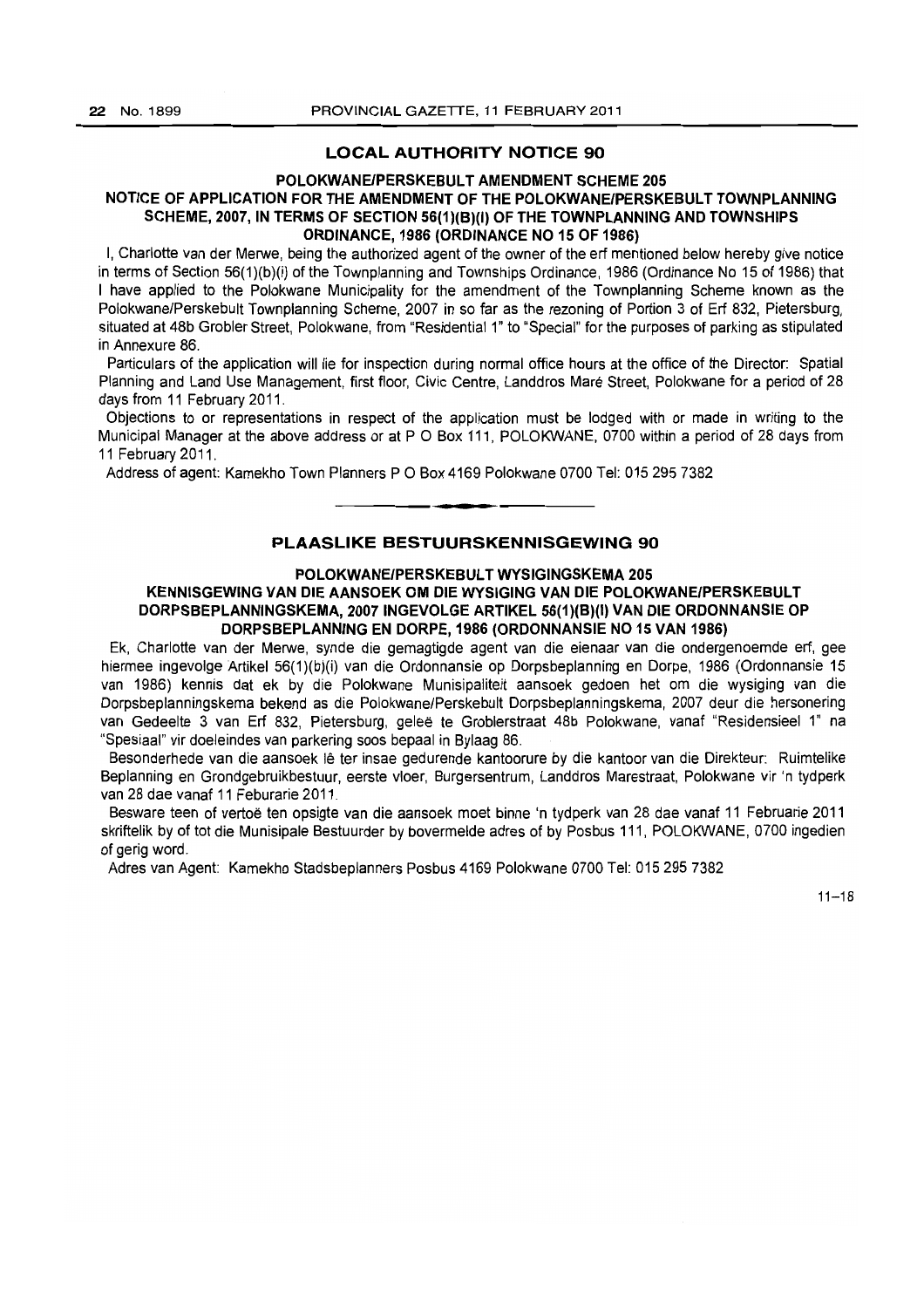## LOCAL AUTHORITY NOTICE 90

### POLOKWANE/PERSKEBULT AMENDMENT SCHEME 205

### NOTICE OF APPLICATION FOR THE AMENDMENT OF THE POLOKWANE/PERSKEBULT TOWNPLANNING SCHEME, 2007, IN TERMS OF SECTION 56(1)(B)(I) OF THE TOWNPLANNING AND TOWNSHIPS ORDINANCE, 1986 (ORDINANCE NO 15 OF 1986)

I, Charlotte van der Merwe, being the authorized agent of the owner of the erf mentioned below hereby give notice in terms of Section 56(1)(b)(i) of the Townplanning and Townships Ordinance, 1986 (Ordinance No 15 of 1986) that I have applied to the Polokwane Municipality for the amendment of the Townplanning Scheme known as the Polokwane/Perskebult Townplanning Scheme, 2007 in so far as the rezoning of Portion 3 of Erf 832, Pietersburg, situated at 48b Grobler Street, Polokwane, from "Residential 1" to "Special" for the purposes of parking as stipulated in Annexure 86.

Particulars of the application will lie for inspection during normal office hours at the office of the Director: Spatial Planning and Land Use Management, first floor, Civic Centre, Landdros Maré Street, Polokwane for a period of 28 days from 11 February 2011.

Objections to or representations in respect of the application must be lodged with or made in writing to the Municipal Manager at the above address or at P O Box 111, POLOKWANE, 0700 within a period of 28 days from 11 February 2011.

Address of agent: Kamekho Town Planners P O Box 4169 Polokwane 0700 Tel: 015 295 7382

---

## PLAASLIKE BESTUURSKENNISGEWING 90

### POLOKWANE/PERSKEBULT WYSIGINGSKEMA 205

### KENNISGEWING VAN DIE AANSOEK OM DIE WYSIGING VAN DIE POLOKWANE/PERSKEBULT DORPSBEPLANNINGSKEMA, 2007 INGEVOLGE ARTIKEL 56(1)(B)(I) VAN DIE ORDONNANSIE OP DORPSBEPLANNING EN DORPE, 1986 (ORDONNANSIE NO 15 VAN 1986)

Ek, Charlotte van der Merwe, synde die gemagtigde agent van die eienaar van die ondergenoemde erf, gee hiermee ingevolge Artikel 56(1)(b)(i) van die Ordonnansie op Dorpsbeplanning en Dorpe, 1986 (Ordonnansie 15 van 1986) kennis dat ek by die Polokwane Munisipaliteit aansoek gedoen het om die wysiging van die Dorpsbeplanningskema bekend as die Polokwane/Perskebult Dorpsbeplanningskema, 2007 deur die hersonering van Gedeelte 3 van Erf 832, Pietersburg, geleë te Groblerstraat 48b Polokwane, vanaf "Residensieel 1" na "Spesiaal" vir doeleindes van parkering soos bepaal in Bylaag 86.

Besonderhede van die aansoek lê ter insae gedurende kantoorure by die kantoor van die Direkteur: Ruimtelike Beplanning en Grondgebruikbestuur, eerste vloer, Burgersentrum, Landdros Marestraat, Polokwane vir 'n tydperk van 28 dae vanaf 11 Feburarie 2011.

Besware teen of vertoë ten opsigte van die aansoek moet binne 'n tydperk van 28 dae vanaf 11 Februarie 2011 skriftelik by of tot die Munisipale Bestuurder by bovermelde adres of by Posbus 111, POLOKWANE, 0700 ingedien of gerig word.

Adres van Agent: Kamekho Stadsbeplanners Posbus 4169 Polokwane 0700 Tel: 015 295 7382

11–18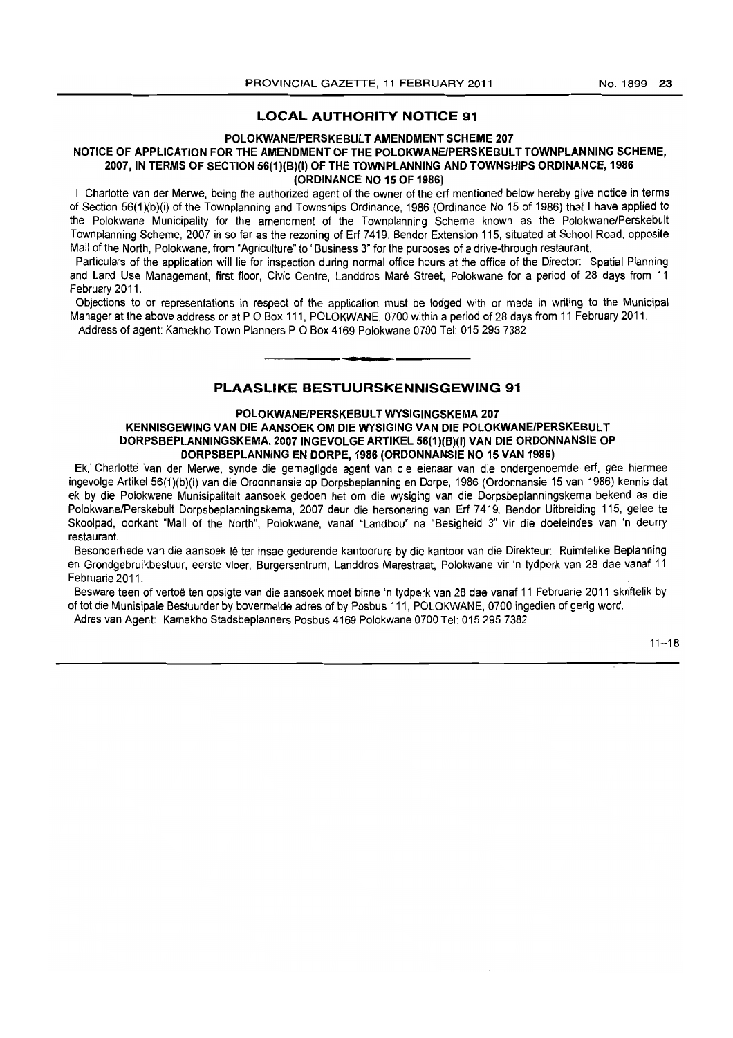## LOCAL AUTHORITY NOTICE 91

### POLOKWANE/PERSKEBULT AMENDMENT SCHEME 207

### NOTICE OF APPLICATION FOR THE AMENDMENT OF THE POLOKWANE/PERSKEBULT TOWNPLANNING SCHEME, 2007, IN TERMS OF SECTION 56(1)(B)(I) OF THE TOWNPLANNING AND TOWNSHIPS ORDINANCE, 1986 (ORDINANCE NO 15 OF 1986)

I, Charlotte van der Merwe, being the authorized agent of the owner of the erf mentioned below hereby give notice in terms of Section 56(1)(b)(i) of the Townplanning and Townships Ordinance, 1986 (Ordinance No 15 of 1986) that I have applied to the Polokwane Municipality for the amendment of the Townplanning Scheme known as the Polokwane/Perskebult Townplanning Scheme, 2007 in so far as the rezoning of Erf 7419, Bendor Extension 115, situated at School Road, opposite Mall of the North, Polokwane, from "Agriculture" to "Business 3" for the purposes of a drive-through restaurant.

Particulars of the application will lie for inspection during normal office hours at the office of the Director: Spatial Planning and Land Use Management, first floor, Civic Centre, Landdros Maré Street, Polokwane for a period of 28 days from 11 February 2011.

Objections to or representations in respect of the application must be lodged with or made in writing to the Municipal Manager at the above address or at P O Box 111, POLOKWANE, 0700 within a period of 28 days from 11 February 2011.

Address of agent: Kamekho Town Planners P O Box 4169 Polokwane 0700 Tel: 015 295 7382

---

## PLAASLIKE BESTUURSKENNISGEWING 91

### POLOKWANE/PERSKEBULT WYSIGINGSKEMA 207

### KENNISGEWING VAN DIE AANSOEK OM DIE WYSIGING VAN DIE POLOKWANE/PERSKEBULT DORPSBEPLANNINGSKEMA, 2007 INGEVOLGE ARTIKEL 56(1)(B)(I) VAN DIE ORDONNANSIE OP DORPSBEPLANNING EN DORPE, 1986 (ORDONNANSIE NO 15 VAN 1986)

Ek, Charlotte van der Merwe, synde die gemagtigde agent van die eienaar van die ondergenoemde erf, gee hiermee ingevolge Artikel 56(1)(b)(i) van die Ordonnansie op Dorpsbeplanning en Dorpe, 1986 (Ordonnansie 15 van 1986) kennis dat ek by die Polokwane Munisipaliteit aansoek gedoen het om die wysiging van die Dorpsbeplanningskema bekend as die Polokwane/Perskebult Dorpsbeplanningskema, 2007 deur die hersonering van Erf 7419, Bendor Uitbreiding 115, gelee te Skoolpad, oorkant "Mall of the North", Polokwane, vanaf "Landbou" na "Besigheid 3" vir die doeleindes van 'n deurry restaurant.

Besonderhede van die aansoek lê ter insae gedurende kantoorure by die kantoor van die Direkteur: Ruimtelike Beplanning en Grondgebruikbestuur, eerste vloer, Burgersentrum, Landdros Marestraat, Polokwane vir 'n tydperk van 28 dae vanaf 11 Februarie 2011.

Besware teen of vertoë ten opsigte van die aansoek moet binne 'n tydperk van 28 dae vanaf 11 Februarie 2011 skriftelik by of tot die Munisipale Bestuurder by bovermelde adres of by Posbus 111, POLOKWANE, 0700 ingedien of gerig word.

Adres van Agent: Kamekho Stadsbeplanners Posbus 4169 Polokwane 0700 Tel: 015 295 7382

11–18